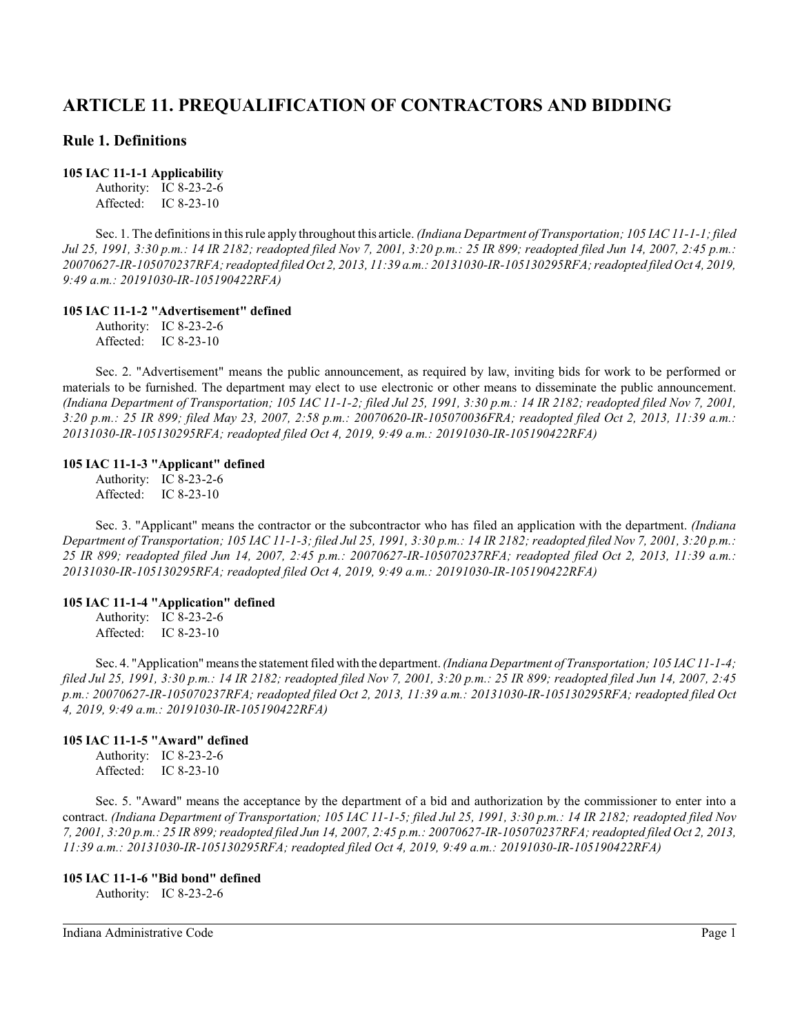# ARTICLE 11. PREQUALIFICATION OF CONTRACTORS AND BIDDING

## Rule 1. Definitions

**105 IAC 11-1-1 Applicability**

Authority: IC 8-23-2-6
Affected: IC 8-23-10

Sec. 1. The definitions in this rule apply throughout this article. *(Indiana Department of Transportation; 105 IAC 11-1-1; filed Jul 25, 1991, 3:30 p.m.: 14 IR 2182; readopted filed Nov 7, 2001, 3:20 p.m.: 25 IR 899; readopted filed Jun 14, 2007, 2:45 p.m.: 20070627-IR-105070237RFA; readopted filed Oct 2, 2013, 11:39 a.m.: 20131030-IR-105130295RFA; readopted filed Oct 4, 2019, 9:49 a.m.: 20191030-IR-105190422RFA)*

**105 IAC 11-1-2 "Advertisement" defined**

Authority: IC 8-23-2-6
Affected: IC 8-23-10

Sec. 2. "Advertisement" means the public announcement, as required by law, inviting bids for work to be performed or materials to be furnished. The department may elect to use electronic or other means to disseminate the public announcement. *(Indiana Department of Transportation; 105 IAC 11-1-2; filed Jul 25, 1991, 3:30 p.m.: 14 IR 2182; readopted filed Nov 7, 2001, 3:20 p.m.: 25 IR 899; filed May 23, 2007, 2:58 p.m.: 20070620-IR-105070036FRA; readopted filed Oct 2, 2013, 11:39 a.m.: 20131030-IR-105130295RFA; readopted filed Oct 4, 2019, 9:49 a.m.: 20191030-IR-105190422RFA)*

**105 IAC 11-1-3 "Applicant" defined**

Authority: IC 8-23-2-6
Affected: IC 8-23-10

Sec. 3. "Applicant" means the contractor or the subcontractor who has filed an application with the department. *(Indiana Department of Transportation; 105 IAC 11-1-3; filed Jul 25, 1991, 3:30 p.m.: 14 IR 2182; readopted filed Nov 7, 2001, 3:20 p.m.: 25 IR 899; readopted filed Jun 14, 2007, 2:45 p.m.: 20070627-IR-105070237RFA; readopted filed Oct 2, 2013, 11:39 a.m.: 20131030-IR-105130295RFA; readopted filed Oct 4, 2019, 9:49 a.m.: 20191030-IR-105190422RFA)*

**105 IAC 11-1-4 "Application" defined**

Authority: IC 8-23-2-6
Affected: IC 8-23-10

Sec. 4. "Application" means the statement filed with the department. *(Indiana Department of Transportation; 105 IAC 11-1-4; filed Jul 25, 1991, 3:30 p.m.: 14 IR 2182; readopted filed Nov 7, 2001, 3:20 p.m.: 25 IR 899; readopted filed Jun 14, 2007, 2:45 p.m.: 20070627-IR-105070237RFA; readopted filed Oct 2, 2013, 11:39 a.m.: 20131030-IR-105130295RFA; readopted filed Oct 4, 2019, 9:49 a.m.: 20191030-IR-105190422RFA)*

**105 IAC 11-1-5 "Award" defined**

Authority: IC 8-23-2-6
Affected: IC 8-23-10

Sec. 5. "Award" means the acceptance by the department of a bid and authorization by the commissioner to enter into a contract. *(Indiana Department of Transportation; 105 IAC 11-1-5; filed Jul 25, 1991, 3:30 p.m.: 14 IR 2182; readopted filed Nov 7, 2001, 3:20 p.m.: 25 IR 899; readopted filed Jun 14, 2007, 2:45 p.m.: 20070627-IR-105070237RFA; readopted filed Oct 2, 2013, 11:39 a.m.: 20131030-IR-105130295RFA; readopted filed Oct 4, 2019, 9:49 a.m.: 20191030-IR-105190422RFA)*

**105 IAC 11-1-6 "Bid bond" defined**

Authority: IC 8-23-2-6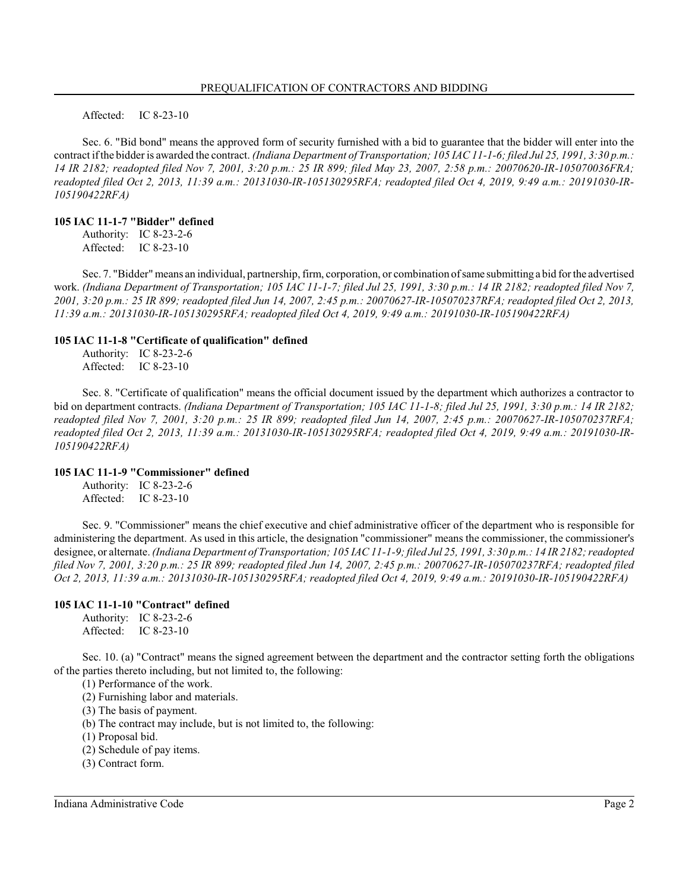Affected: IC 8-23-10

Sec. 6. "Bid bond" means the approved form of security furnished with a bid to guarantee that the bidder will enter into the contract if the bidder is awarded the contract. *(Indiana Department of Transportation; 105 IAC 11-1-6; filed Jul 25, 1991, 3:30 p.m.: 14 IR 2182; readopted filed Nov 7, 2001, 3:20 p.m.: 25 IR 899; filed May 23, 2007, 2:58 p.m.: 20070620-IR-105070036FRA; readopted filed Oct 2, 2013, 11:39 a.m.: 20131030-IR-105130295RFA; readopted filed Oct 4, 2019, 9:49 a.m.: 20191030-IR-105190422RFA)*

**105 IAC 11-1-7 "Bidder" defined**

Authority: IC 8-23-2-6
Affected: IC 8-23-10

Sec. 7. "Bidder" means an individual, partnership, firm, corporation, or combination of same submitting a bid for the advertised work. *(Indiana Department of Transportation; 105 IAC 11-1-7; filed Jul 25, 1991, 3:30 p.m.: 14 IR 2182; readopted filed Nov 7, 2001, 3:20 p.m.: 25 IR 899; readopted filed Jun 14, 2007, 2:45 p.m.: 20070627-IR-105070237RFA; readopted filed Oct 2, 2013, 11:39 a.m.: 20131030-IR-105130295RFA; readopted filed Oct 4, 2019, 9:49 a.m.: 20191030-IR-105190422RFA)*

**105 IAC 11-1-8 "Certificate of qualification" defined**

Authority: IC 8-23-2-6
Affected: IC 8-23-10

Sec. 8. "Certificate of qualification" means the official document issued by the department which authorizes a contractor to bid on department contracts. *(Indiana Department of Transportation; 105 IAC 11-1-8; filed Jul 25, 1991, 3:30 p.m.: 14 IR 2182; readopted filed Nov 7, 2001, 3:20 p.m.: 25 IR 899; readopted filed Jun 14, 2007, 2:45 p.m.: 20070627-IR-105070237RFA; readopted filed Oct 2, 2013, 11:39 a.m.: 20131030-IR-105130295RFA; readopted filed Oct 4, 2019, 9:49 a.m.: 20191030-IR-105190422RFA)*

**105 IAC 11-1-9 "Commissioner" defined**

Authority: IC 8-23-2-6
Affected: IC 8-23-10

Sec. 9. "Commissioner" means the chief executive and chief administrative officer of the department who is responsible for administering the department. As used in this article, the designation "commissioner" means the commissioner, the commissioner's designee, or alternate. *(Indiana Department of Transportation; 105 IAC 11-1-9; filed Jul 25, 1991, 3:30 p.m.: 14 IR 2182; readopted filed Nov 7, 2001, 3:20 p.m.: 25 IR 899; readopted filed Jun 14, 2007, 2:45 p.m.: 20070627-IR-105070237RFA; readopted filed Oct 2, 2013, 11:39 a.m.: 20131030-IR-105130295RFA; readopted filed Oct 4, 2019, 9:49 a.m.: 20191030-IR-105190422RFA)*

**105 IAC 11-1-10 "Contract" defined**

Authority: IC 8-23-2-6
Affected: IC 8-23-10

Sec. 10. (a) "Contract" means the signed agreement between the department and the contractor setting forth the obligations of the parties thereto including, but not limited to, the following:

(1) Performance of the work.
(2) Furnishing labor and materials.
(3) The basis of payment.

(b) The contract may include, but is not limited to, the following:

(1) Proposal bid.
(2) Schedule of pay items.
(3) Contract form.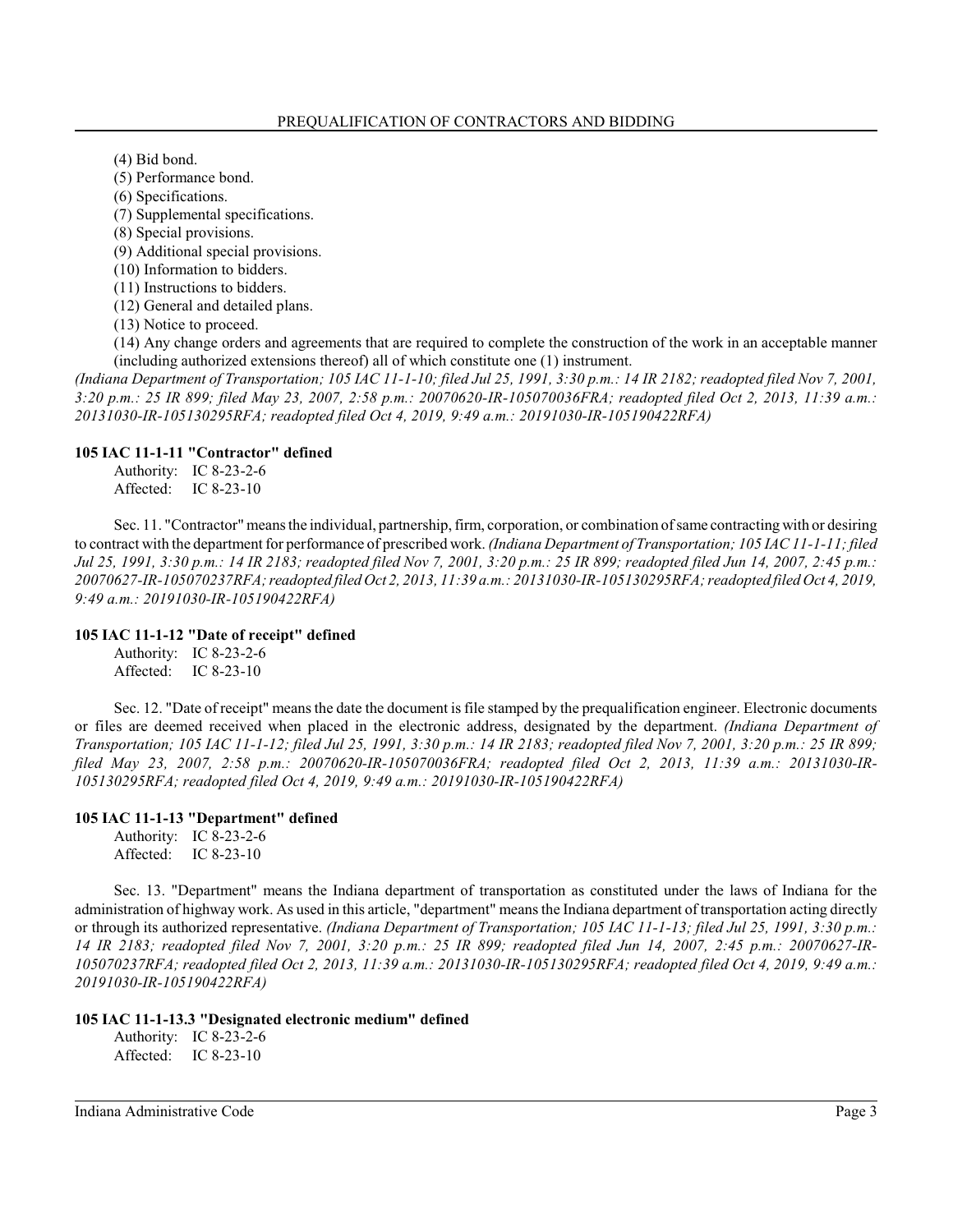(4) Bid bond.
(5) Performance bond.
(6) Specifications.
(7) Supplemental specifications.
(8) Special provisions.
(9) Additional special provisions.
(10) Information to bidders.
(11) Instructions to bidders.
(12) General and detailed plans.
(13) Notice to proceed.
(14) Any change orders and agreements that are required to complete the construction of the work in an acceptable manner (including authorized extensions thereof) all of which constitute one (1) instrument.

*(Indiana Department of Transportation; 105 IAC 11-1-10; filed Jul 25, 1991, 3:30 p.m.: 14 IR 2182; readopted filed Nov 7, 2001, 3:20 p.m.: 25 IR 899; filed May 23, 2007, 2:58 p.m.: 20070620-IR-105070036FRA; readopted filed Oct 2, 2013, 11:39 a.m.: 20131030-IR-105130295RFA; readopted filed Oct 4, 2019, 9:49 a.m.: 20191030-IR-105190422RFA)*

**105 IAC 11-1-11 "Contractor" defined**

Authority: IC 8-23-2-6
Affected: IC 8-23-10

Sec. 11. "Contractor" means the individual, partnership, firm, corporation, or combination of same contracting with or desiring to contract with the department for performance of prescribed work. *(Indiana Department of Transportation; 105 IAC 11-1-11; filed Jul 25, 1991, 3:30 p.m.: 14 IR 2183; readopted filed Nov 7, 2001, 3:20 p.m.: 25 IR 899; readopted filed Jun 14, 2007, 2:45 p.m.: 20070627-IR-105070237RFA; readopted filed Oct 2, 2013, 11:39 a.m.: 20131030-IR-105130295RFA; readopted filed Oct 4, 2019, 9:49 a.m.: 20191030-IR-105190422RFA)*

**105 IAC 11-1-12 "Date of receipt" defined**

Authority: IC 8-23-2-6
Affected: IC 8-23-10

Sec. 12. "Date of receipt" means the date the document is file stamped by the prequalification engineer. Electronic documents or files are deemed received when placed in the electronic address, designated by the department. *(Indiana Department of Transportation; 105 IAC 11-1-12; filed Jul 25, 1991, 3:30 p.m.: 14 IR 2183; readopted filed Nov 7, 2001, 3:20 p.m.: 25 IR 899; filed May 23, 2007, 2:58 p.m.: 20070620-IR-105070036FRA; readopted filed Oct 2, 2013, 11:39 a.m.: 20131030-IR-105130295RFA; readopted filed Oct 4, 2019, 9:49 a.m.: 20191030-IR-105190422RFA)*

**105 IAC 11-1-13 "Department" defined**

Authority: IC 8-23-2-6
Affected: IC 8-23-10

Sec. 13. "Department" means the Indiana department of transportation as constituted under the laws of Indiana for the administration of highway work. As used in this article, "department" means the Indiana department of transportation acting directly or through its authorized representative. *(Indiana Department of Transportation; 105 IAC 11-1-13; filed Jul 25, 1991, 3:30 p.m.: 14 IR 2183; readopted filed Nov 7, 2001, 3:20 p.m.: 25 IR 899; readopted filed Jun 14, 2007, 2:45 p.m.: 20070627-IR-105070237RFA; readopted filed Oct 2, 2013, 11:39 a.m.: 20131030-IR-105130295RFA; readopted filed Oct 4, 2019, 9:49 a.m.: 20191030-IR-105190422RFA)*

**105 IAC 11-1-13.3 "Designated electronic medium" defined**

Authority: IC 8-23-2-6
Affected: IC 8-23-10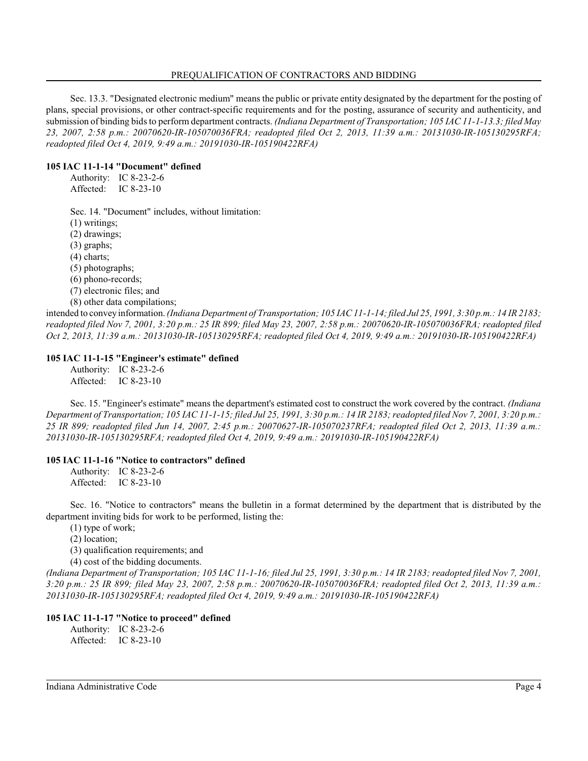Sec. 13.3. "Designated electronic medium" means the public or private entity designated by the department for the posting of plans, special provisions, or other contract-specific requirements and for the posting, assurance of security and authenticity, and submission of binding bids to perform department contracts. *(Indiana Department of Transportation; 105 IAC 11-1-13.3; filed May 23, 2007, 2:58 p.m.: 20070620-IR-105070036FRA; readopted filed Oct 2, 2013, 11:39 a.m.: 20131030-IR-105130295RFA; readopted filed Oct 4, 2019, 9:49 a.m.: 20191030-IR-105190422RFA)*

**105 IAC 11-1-14 "Document" defined**

Authority: IC 8-23-2-6
Affected: IC 8-23-10

Sec. 14. "Document" includes, without limitation:
(1) writings;
(2) drawings;
(3) graphs;
(4) charts;
(5) photographs;
(6) phono-records;
(7) electronic files; and
(8) other data compilations;

intended to convey information. *(Indiana Department of Transportation; 105 IAC 11-1-14; filed Jul 25, 1991, 3:30 p.m.: 14 IR 2183; readopted filed Nov 7, 2001, 3:20 p.m.: 25 IR 899; filed May 23, 2007, 2:58 p.m.: 20070620-IR-105070036FRA; readopted filed Oct 2, 2013, 11:39 a.m.: 20131030-IR-105130295RFA; readopted filed Oct 4, 2019, 9:49 a.m.: 20191030-IR-105190422RFA)*

**105 IAC 11-1-15 "Engineer's estimate" defined**

Authority: IC 8-23-2-6
Affected: IC 8-23-10

Sec. 15. "Engineer's estimate" means the department's estimated cost to construct the work covered by the contract. *(Indiana Department of Transportation; 105 IAC 11-1-15; filed Jul 25, 1991, 3:30 p.m.: 14 IR 2183; readopted filed Nov 7, 2001, 3:20 p.m.: 25 IR 899; readopted filed Jun 14, 2007, 2:45 p.m.: 20070627-IR-105070237RFA; readopted filed Oct 2, 2013, 11:39 a.m.: 20131030-IR-105130295RFA; readopted filed Oct 4, 2019, 9:49 a.m.: 20191030-IR-105190422RFA)*

**105 IAC 11-1-16 "Notice to contractors" defined**

Authority: IC 8-23-2-6
Affected: IC 8-23-10

Sec. 16. "Notice to contractors" means the bulletin in a format determined by the department that is distributed by the department inviting bids for work to be performed, listing the:
(1) type of work;
(2) location;
(3) qualification requirements; and
(4) cost of the bidding documents.

*(Indiana Department of Transportation; 105 IAC 11-1-16; filed Jul 25, 1991, 3:30 p.m.: 14 IR 2183; readopted filed Nov 7, 2001, 3:20 p.m.: 25 IR 899; filed May 23, 2007, 2:58 p.m.: 20070620-IR-105070036FRA; readopted filed Oct 2, 2013, 11:39 a.m.: 20131030-IR-105130295RFA; readopted filed Oct 4, 2019, 9:49 a.m.: 20191030-IR-105190422RFA)*

**105 IAC 11-1-17 "Notice to proceed" defined**

Authority: IC 8-23-2-6
Affected: IC 8-23-10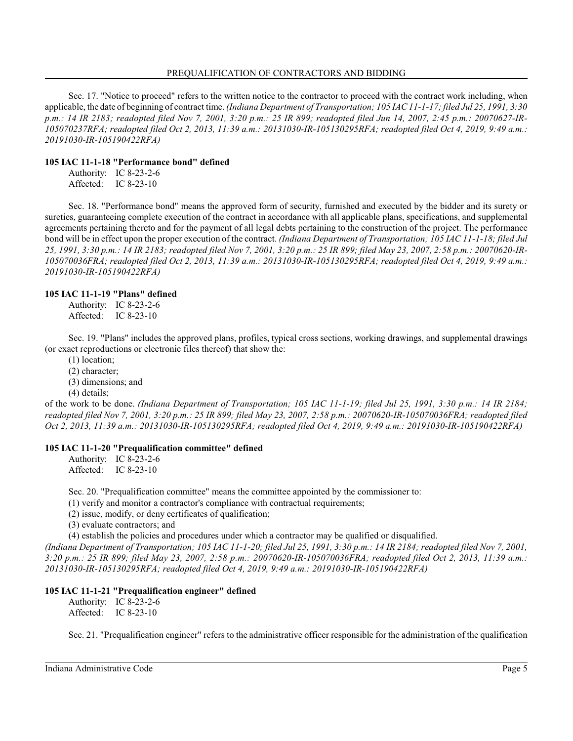Sec. 17. "Notice to proceed" refers to the written notice to the contractor to proceed with the contract work including, when applicable, the date of beginning of contract time. *(Indiana Department of Transportation; 105 IAC 11-1-17; filed Jul 25, 1991, 3:30 p.m.: 14 IR 2183; readopted filed Nov 7, 2001, 3:20 p.m.: 25 IR 899; readopted filed Jun 14, 2007, 2:45 p.m.: 20070627-IR-105070237RFA; readopted filed Oct 2, 2013, 11:39 a.m.: 20131030-IR-105130295RFA; readopted filed Oct 4, 2019, 9:49 a.m.: 20191030-IR-105190422RFA)*

### 105 IAC 11-1-18 "Performance bond" defined

Authority: IC 8-23-2-6
Affected: IC 8-23-10

Sec. 18. "Performance bond" means the approved form of security, furnished and executed by the bidder and its surety or sureties, guaranteeing complete execution of the contract in accordance with all applicable plans, specifications, and supplemental agreements pertaining thereto and for the payment of all legal debts pertaining to the construction of the project. The performance bond will be in effect upon the proper execution of the contract. *(Indiana Department of Transportation; 105 IAC 11-1-18; filed Jul 25, 1991, 3:30 p.m.: 14 IR 2183; readopted filed Nov 7, 2001, 3:20 p.m.: 25 IR 899; filed May 23, 2007, 2:58 p.m.: 20070620-IR-105070036FRA; readopted filed Oct 2, 2013, 11:39 a.m.: 20131030-IR-105130295RFA; readopted filed Oct 4, 2019, 9:49 a.m.: 20191030-IR-105190422RFA)*

### 105 IAC 11-1-19 "Plans" defined

Authority: IC 8-23-2-6
Affected: IC 8-23-10

Sec. 19. "Plans" includes the approved plans, profiles, typical cross sections, working drawings, and supplemental drawings (or exact reproductions or electronic files thereof) that show the:

(1) location;
(2) character;
(3) dimensions; and
(4) details;

of the work to be done. *(Indiana Department of Transportation; 105 IAC 11-1-19; filed Jul 25, 1991, 3:30 p.m.: 14 IR 2184; readopted filed Nov 7, 2001, 3:20 p.m.: 25 IR 899; filed May 23, 2007, 2:58 p.m.: 20070620-IR-105070036FRA; readopted filed Oct 2, 2013, 11:39 a.m.: 20131030-IR-105130295RFA; readopted filed Oct 4, 2019, 9:49 a.m.: 20191030-IR-105190422RFA)*

### 105 IAC 11-1-20 "Prequalification committee" defined

Authority: IC 8-23-2-6
Affected: IC 8-23-10

Sec. 20. "Prequalification committee" means the committee appointed by the commissioner to:

(1) verify and monitor a contractor's compliance with contractual requirements;
(2) issue, modify, or deny certificates of qualification;
(3) evaluate contractors; and
(4) establish the policies and procedures under which a contractor may be qualified or disqualified.

*(Indiana Department of Transportation; 105 IAC 11-1-20; filed Jul 25, 1991, 3:30 p.m.: 14 IR 2184; readopted filed Nov 7, 2001, 3:20 p.m.: 25 IR 899; filed May 23, 2007, 2:58 p.m.: 20070620-IR-105070036FRA; readopted filed Oct 2, 2013, 11:39 a.m.: 20131030-IR-105130295RFA; readopted filed Oct 4, 2019, 9:49 a.m.: 20191030-IR-105190422RFA)*

### 105 IAC 11-1-21 "Prequalification engineer" defined

Authority: IC 8-23-2-6
Affected: IC 8-23-10

Sec. 21. "Prequalification engineer" refers to the administrative officer responsible for the administration of the qualification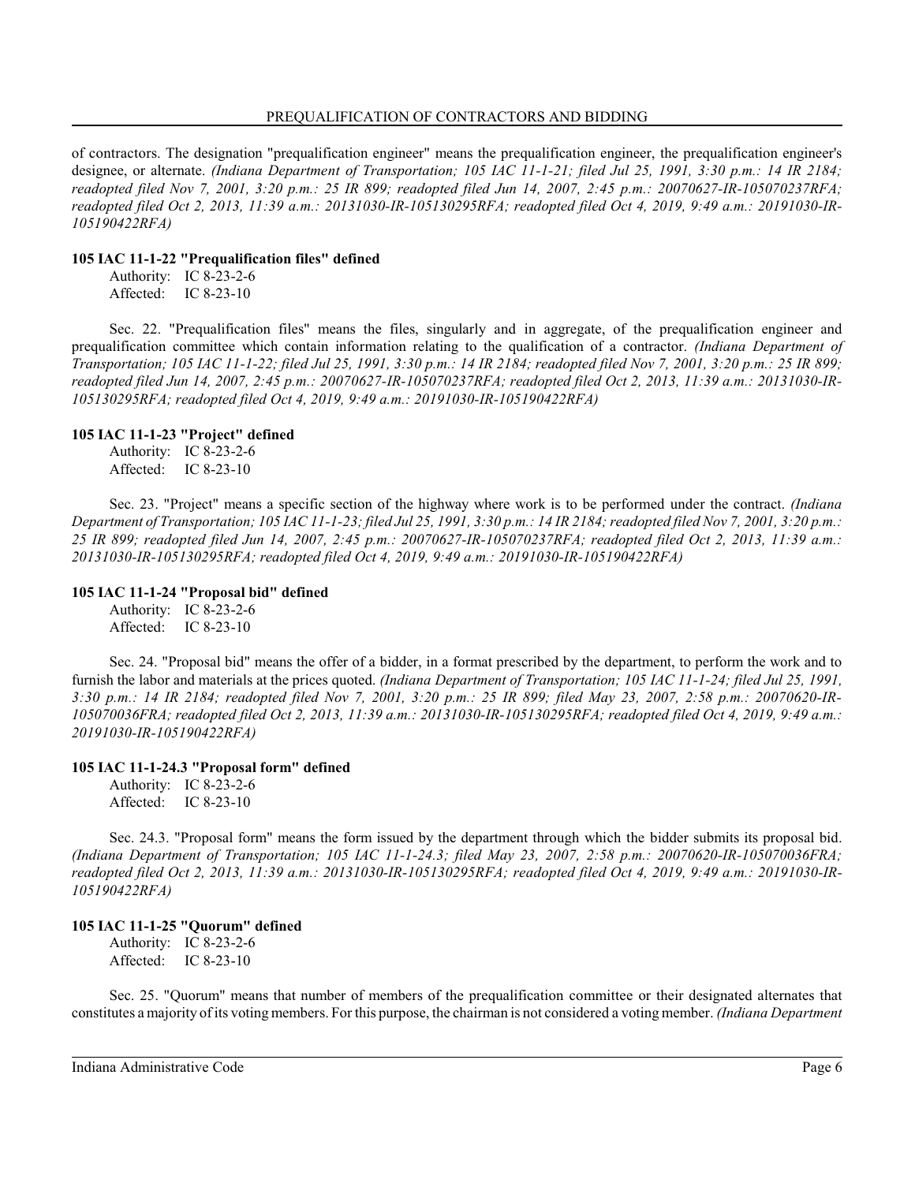of contractors. The designation "prequalification engineer" means the prequalification engineer, the prequalification engineer's designee, or alternate. *(Indiana Department of Transportation; 105 IAC 11-1-21; filed Jul 25, 1991, 3:30 p.m.: 14 IR 2184; readopted filed Nov 7, 2001, 3:20 p.m.: 25 IR 899; readopted filed Jun 14, 2007, 2:45 p.m.: 20070627-IR-105070237RFA; readopted filed Oct 2, 2013, 11:39 a.m.: 20131030-IR-105130295RFA; readopted filed Oct 4, 2019, 9:49 a.m.: 20191030-IR-105190422RFA)*

**105 IAC 11-1-22 "Prequalification files" defined**

Authority: IC 8-23-2-6
Affected: IC 8-23-10

Sec. 22. "Prequalification files" means the files, singularly and in aggregate, of the prequalification engineer and prequalification committee which contain information relating to the qualification of a contractor. *(Indiana Department of Transportation; 105 IAC 11-1-22; filed Jul 25, 1991, 3:30 p.m.: 14 IR 2184; readopted filed Nov 7, 2001, 3:20 p.m.: 25 IR 899; readopted filed Jun 14, 2007, 2:45 p.m.: 20070627-IR-105070237RFA; readopted filed Oct 2, 2013, 11:39 a.m.: 20131030-IR-105130295RFA; readopted filed Oct 4, 2019, 9:49 a.m.: 20191030-IR-105190422RFA)*

**105 IAC 11-1-23 "Project" defined**

Authority: IC 8-23-2-6
Affected: IC 8-23-10

Sec. 23. "Project" means a specific section of the highway where work is to be performed under the contract. *(Indiana Department of Transportation; 105 IAC 11-1-23; filed Jul 25, 1991, 3:30 p.m.: 14 IR 2184; readopted filed Nov 7, 2001, 3:20 p.m.: 25 IR 899; readopted filed Jun 14, 2007, 2:45 p.m.: 20070627-IR-105070237RFA; readopted filed Oct 2, 2013, 11:39 a.m.: 20131030-IR-105130295RFA; readopted filed Oct 4, 2019, 9:49 a.m.: 20191030-IR-105190422RFA)*

**105 IAC 11-1-24 "Proposal bid" defined**

Authority: IC 8-23-2-6
Affected: IC 8-23-10

Sec. 24. "Proposal bid" means the offer of a bidder, in a format prescribed by the department, to perform the work and to furnish the labor and materials at the prices quoted. *(Indiana Department of Transportation; 105 IAC 11-1-24; filed Jul 25, 1991, 3:30 p.m.: 14 IR 2184; readopted filed Nov 7, 2001, 3:20 p.m.: 25 IR 899; filed May 23, 2007, 2:58 p.m.: 20070620-IR-105070036FRA; readopted filed Oct 2, 2013, 11:39 a.m.: 20131030-IR-105130295RFA; readopted filed Oct 4, 2019, 9:49 a.m.: 20191030-IR-105190422RFA)*

**105 IAC 11-1-24.3 "Proposal form" defined**

Authority: IC 8-23-2-6
Affected: IC 8-23-10

Sec. 24.3. "Proposal form" means the form issued by the department through which the bidder submits its proposal bid. *(Indiana Department of Transportation; 105 IAC 11-1-24.3; filed May 23, 2007, 2:58 p.m.: 20070620-IR-105070036FRA; readopted filed Oct 2, 2013, 11:39 a.m.: 20131030-IR-105130295RFA; readopted filed Oct 4, 2019, 9:49 a.m.: 20191030-IR-105190422RFA)*

**105 IAC 11-1-25 "Quorum" defined**

Authority: IC 8-23-2-6
Affected: IC 8-23-10

Sec. 25. "Quorum" means that number of members of the prequalification committee or their designated alternates that constitutes a majority of its voting members. For this purpose, the chairman is not considered a voting member. *(Indiana Department*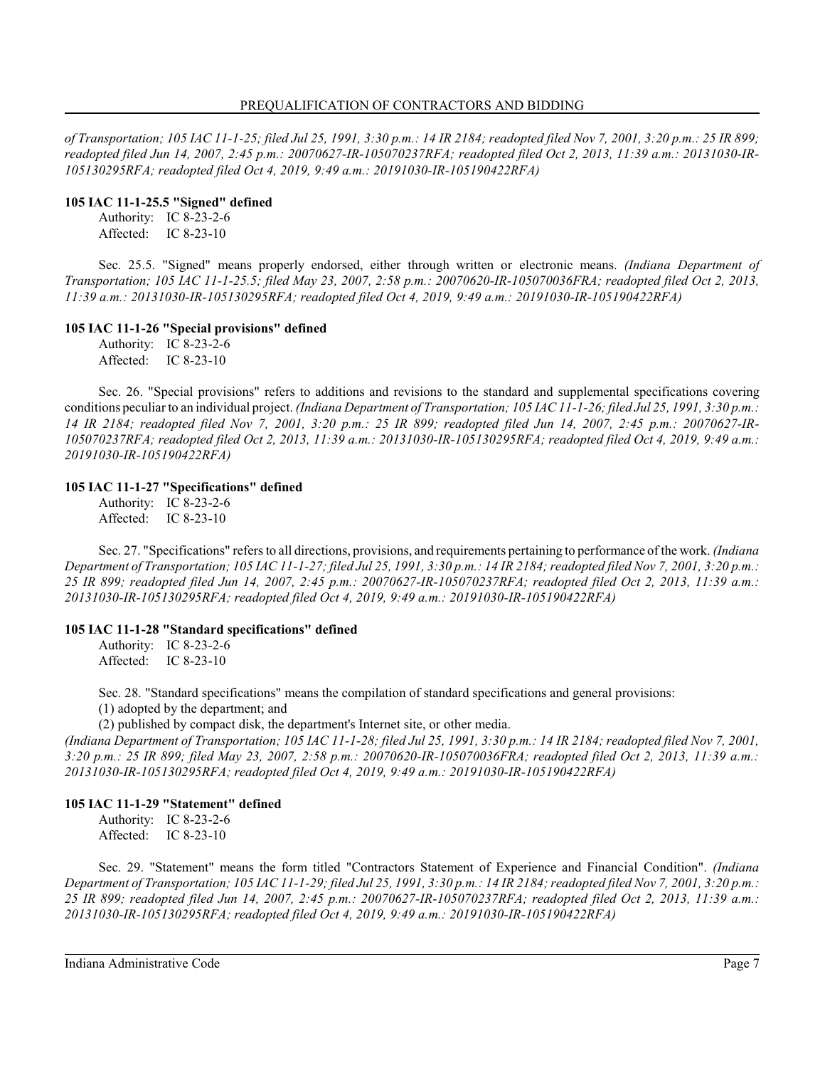*of Transportation; 105 IAC 11-1-25; filed Jul 25, 1991, 3:30 p.m.: 14 IR 2184; readopted filed Nov 7, 2001, 3:20 p.m.: 25 IR 899; readopted filed Jun 14, 2007, 2:45 p.m.: 20070627-IR-105070237RFA; readopted filed Oct 2, 2013, 11:39 a.m.: 20131030-IR-105130295RFA; readopted filed Oct 4, 2019, 9:49 a.m.: 20191030-IR-105190422RFA)*

**105 IAC 11-1-25.5 "Signed" defined**

Authority: IC 8-23-2-6
Affected: IC 8-23-10

Sec. 25.5. "Signed" means properly endorsed, either through written or electronic means. *(Indiana Department of Transportation; 105 IAC 11-1-25.5; filed May 23, 2007, 2:58 p.m.: 20070620-IR-105070036FRA; readopted filed Oct 2, 2013, 11:39 a.m.: 20131030-IR-105130295RFA; readopted filed Oct 4, 2019, 9:49 a.m.: 20191030-IR-105190422RFA)*

**105 IAC 11-1-26 "Special provisions" defined**

Authority: IC 8-23-2-6
Affected: IC 8-23-10

Sec. 26. "Special provisions" refers to additions and revisions to the standard and supplemental specifications covering conditions peculiar to an individual project. *(Indiana Department of Transportation; 105 IAC 11-1-26; filed Jul 25, 1991, 3:30 p.m.: 14 IR 2184; readopted filed Nov 7, 2001, 3:20 p.m.: 25 IR 899; readopted filed Jun 14, 2007, 2:45 p.m.: 20070627-IR-105070237RFA; readopted filed Oct 2, 2013, 11:39 a.m.: 20131030-IR-105130295RFA; readopted filed Oct 4, 2019, 9:49 a.m.: 20191030-IR-105190422RFA)*

**105 IAC 11-1-27 "Specifications" defined**

Authority: IC 8-23-2-6
Affected: IC 8-23-10

Sec. 27. "Specifications" refers to all directions, provisions, and requirements pertaining to performance of the work. *(Indiana Department of Transportation; 105 IAC 11-1-27; filed Jul 25, 1991, 3:30 p.m.: 14 IR 2184; readopted filed Nov 7, 2001, 3:20 p.m.: 25 IR 899; readopted filed Jun 14, 2007, 2:45 p.m.: 20070627-IR-105070237RFA; readopted filed Oct 2, 2013, 11:39 a.m.: 20131030-IR-105130295RFA; readopted filed Oct 4, 2019, 9:49 a.m.: 20191030-IR-105190422RFA)*

**105 IAC 11-1-28 "Standard specifications" defined**

Authority: IC 8-23-2-6
Affected: IC 8-23-10

Sec. 28. "Standard specifications" means the compilation of standard specifications and general provisions:
(1) adopted by the department; and
(2) published by compact disk, the department's Internet site, or other media.

*(Indiana Department of Transportation; 105 IAC 11-1-28; filed Jul 25, 1991, 3:30 p.m.: 14 IR 2184; readopted filed Nov 7, 2001, 3:20 p.m.: 25 IR 899; filed May 23, 2007, 2:58 p.m.: 20070620-IR-105070036FRA; readopted filed Oct 2, 2013, 11:39 a.m.: 20131030-IR-105130295RFA; readopted filed Oct 4, 2019, 9:49 a.m.: 20191030-IR-105190422RFA)*

**105 IAC 11-1-29 "Statement" defined**

Authority: IC 8-23-2-6
Affected: IC 8-23-10

Sec. 29. "Statement" means the form titled "Contractors Statement of Experience and Financial Condition". *(Indiana Department of Transportation; 105 IAC 11-1-29; filed Jul 25, 1991, 3:30 p.m.: 14 IR 2184; readopted filed Nov 7, 2001, 3:20 p.m.: 25 IR 899; readopted filed Jun 14, 2007, 2:45 p.m.: 20070627-IR-105070237RFA; readopted filed Oct 2, 2013, 11:39 a.m.: 20131030-IR-105130295RFA; readopted filed Oct 4, 2019, 9:49 a.m.: 20191030-IR-105190422RFA)*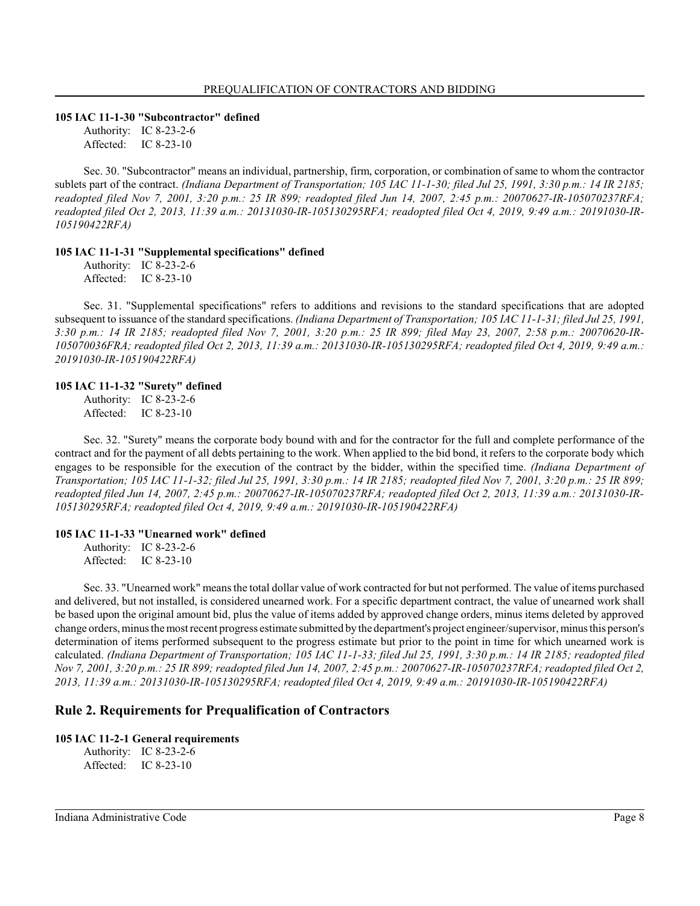### 105 IAC 11-1-30 "Subcontractor" defined

Authority: IC 8-23-2-6
Affected: IC 8-23-10

Sec. 30. "Subcontractor" means an individual, partnership, firm, corporation, or combination of same to whom the contractor sublets part of the contract. *(Indiana Department of Transportation; 105 IAC 11-1-30; filed Jul 25, 1991, 3:30 p.m.: 14 IR 2185; readopted filed Nov 7, 2001, 3:20 p.m.: 25 IR 899; readopted filed Jun 14, 2007, 2:45 p.m.: 20070627-IR-105070237RFA; readopted filed Oct 2, 2013, 11:39 a.m.: 20131030-IR-105130295RFA; readopted filed Oct 4, 2019, 9:49 a.m.: 20191030-IR-105190422RFA)*

### 105 IAC 11-1-31 "Supplemental specifications" defined

Authority: IC 8-23-2-6
Affected: IC 8-23-10

Sec. 31. "Supplemental specifications" refers to additions and revisions to the standard specifications that are adopted subsequent to issuance of the standard specifications. *(Indiana Department of Transportation; 105 IAC 11-1-31; filed Jul 25, 1991, 3:30 p.m.: 14 IR 2185; readopted filed Nov 7, 2001, 3:20 p.m.: 25 IR 899; filed May 23, 2007, 2:58 p.m.: 20070620-IR-105070036FRA; readopted filed Oct 2, 2013, 11:39 a.m.: 20131030-IR-105130295RFA; readopted filed Oct 4, 2019, 9:49 a.m.: 20191030-IR-105190422RFA)*

### 105 IAC 11-1-32 "Surety" defined

Authority: IC 8-23-2-6
Affected: IC 8-23-10

Sec. 32. "Surety" means the corporate body bound with and for the contractor for the full and complete performance of the contract and for the payment of all debts pertaining to the work. When applied to the bid bond, it refers to the corporate body which engages to be responsible for the execution of the contract by the bidder, within the specified time. *(Indiana Department of Transportation; 105 IAC 11-1-32; filed Jul 25, 1991, 3:30 p.m.: 14 IR 2185; readopted filed Nov 7, 2001, 3:20 p.m.: 25 IR 899; readopted filed Jun 14, 2007, 2:45 p.m.: 20070627-IR-105070237RFA; readopted filed Oct 2, 2013, 11:39 a.m.: 20131030-IR-105130295RFA; readopted filed Oct 4, 2019, 9:49 a.m.: 20191030-IR-105190422RFA)*

### 105 IAC 11-1-33 "Unearned work" defined

Authority: IC 8-23-2-6
Affected: IC 8-23-10

Sec. 33. "Unearned work" means the total dollar value of work contracted for but not performed. The value of items purchased and delivered, but not installed, is considered unearned work. For a specific department contract, the value of unearned work shall be based upon the original amount bid, plus the value of items added by approved change orders, minus items deleted by approved change orders, minus the most recent progress estimate submitted by the department's project engineer/supervisor, minus this person's determination of items performed subsequent to the progress estimate but prior to the point in time for which unearned work is calculated. *(Indiana Department of Transportation; 105 IAC 11-1-33; filed Jul 25, 1991, 3:30 p.m.: 14 IR 2185; readopted filed Nov 7, 2001, 3:20 p.m.: 25 IR 899; readopted filed Jun 14, 2007, 2:45 p.m.: 20070627-IR-105070237RFA; readopted filed Oct 2, 2013, 11:39 a.m.: 20131030-IR-105130295RFA; readopted filed Oct 4, 2019, 9:49 a.m.: 20191030-IR-105190422RFA)*

## Rule 2. Requirements for Prequalification of Contractors

### 105 IAC 11-2-1 General requirements

Authority: IC 8-23-2-6
Affected: IC 8-23-10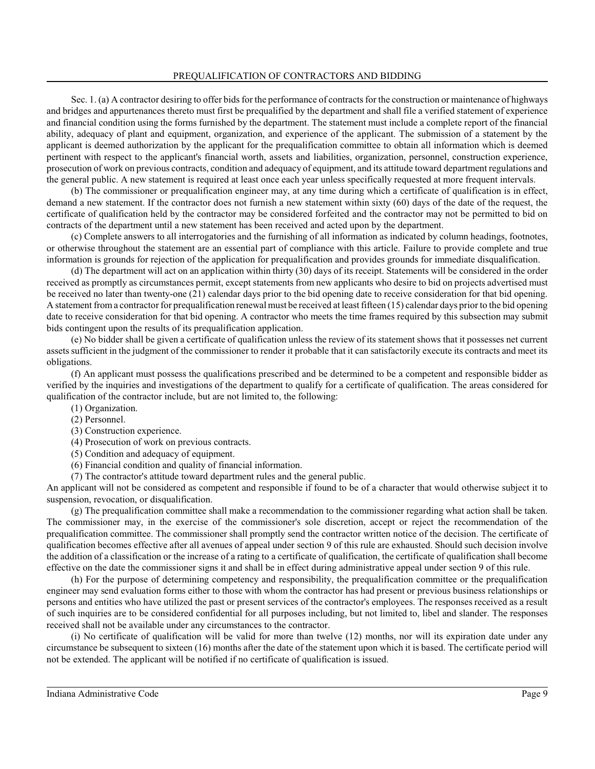Sec. 1. (a) A contractor desiring to offer bids for the performance of contracts for the construction or maintenance of highways and bridges and appurtenances thereto must first be prequalified by the department and shall file a verified statement of experience and financial condition using the forms furnished by the department. The statement must include a complete report of the financial ability, adequacy of plant and equipment, organization, and experience of the applicant. The submission of a statement by the applicant is deemed authorization by the applicant for the prequalification committee to obtain all information which is deemed pertinent with respect to the applicant's financial worth, assets and liabilities, organization, personnel, construction experience, prosecution of work on previous contracts, condition and adequacy of equipment, and its attitude toward department regulations and the general public. A new statement is required at least once each year unless specifically requested at more frequent intervals.

(b) The commissioner or prequalification engineer may, at any time during which a certificate of qualification is in effect, demand a new statement. If the contractor does not furnish a new statement within sixty (60) days of the date of the request, the certificate of qualification held by the contractor may be considered forfeited and the contractor may not be permitted to bid on contracts of the department until a new statement has been received and acted upon by the department.

(c) Complete answers to all interrogatories and the furnishing of all information as indicated by column headings, footnotes, or otherwise throughout the statement are an essential part of compliance with this article. Failure to provide complete and true information is grounds for rejection of the application for prequalification and provides grounds for immediate disqualification.

(d) The department will act on an application within thirty (30) days of its receipt. Statements will be considered in the order received as promptly as circumstances permit, except statements from new applicants who desire to bid on projects advertised must be received no later than twenty-one (21) calendar days prior to the bid opening date to receive consideration for that bid opening. A statement from a contractor for prequalification renewal must be received at least fifteen (15) calendar days prior to the bid opening date to receive consideration for that bid opening. A contractor who meets the time frames required by this subsection may submit bids contingent upon the results of its prequalification application.

(e) No bidder shall be given a certificate of qualification unless the review of its statement shows that it possesses net current assets sufficient in the judgment of the commissioner to render it probable that it can satisfactorily execute its contracts and meet its obligations.

(f) An applicant must possess the qualifications prescribed and be determined to be a competent and responsible bidder as verified by the inquiries and investigations of the department to qualify for a certificate of qualification. The areas considered for qualification of the contractor include, but are not limited to, the following:

(1) Organization.
(2) Personnel.
(3) Construction experience.
(4) Prosecution of work on previous contracts.
(5) Condition and adequacy of equipment.
(6) Financial condition and quality of financial information.
(7) The contractor's attitude toward department rules and the general public.

An applicant will not be considered as competent and responsible if found to be of a character that would otherwise subject it to suspension, revocation, or disqualification.

(g) The prequalification committee shall make a recommendation to the commissioner regarding what action shall be taken. The commissioner may, in the exercise of the commissioner's sole discretion, accept or reject the recommendation of the prequalification committee. The commissioner shall promptly send the contractor written notice of the decision. The certificate of qualification becomes effective after all avenues of appeal under section 9 of this rule are exhausted. Should such decision involve the addition of a classification or the increase of a rating to a certificate of qualification, the certificate of qualification shall become effective on the date the commissioner signs it and shall be in effect during administrative appeal under section 9 of this rule.

(h) For the purpose of determining competency and responsibility, the prequalification committee or the prequalification engineer may send evaluation forms either to those with whom the contractor has had present or previous business relationships or persons and entities who have utilized the past or present services of the contractor's employees. The responses received as a result of such inquiries are to be considered confidential for all purposes including, but not limited to, libel and slander. The responses received shall not be available under any circumstances to the contractor.

(i) No certificate of qualification will be valid for more than twelve (12) months, nor will its expiration date under any circumstance be subsequent to sixteen (16) months after the date of the statement upon which it is based. The certificate period will not be extended. The applicant will be notified if no certificate of qualification is issued.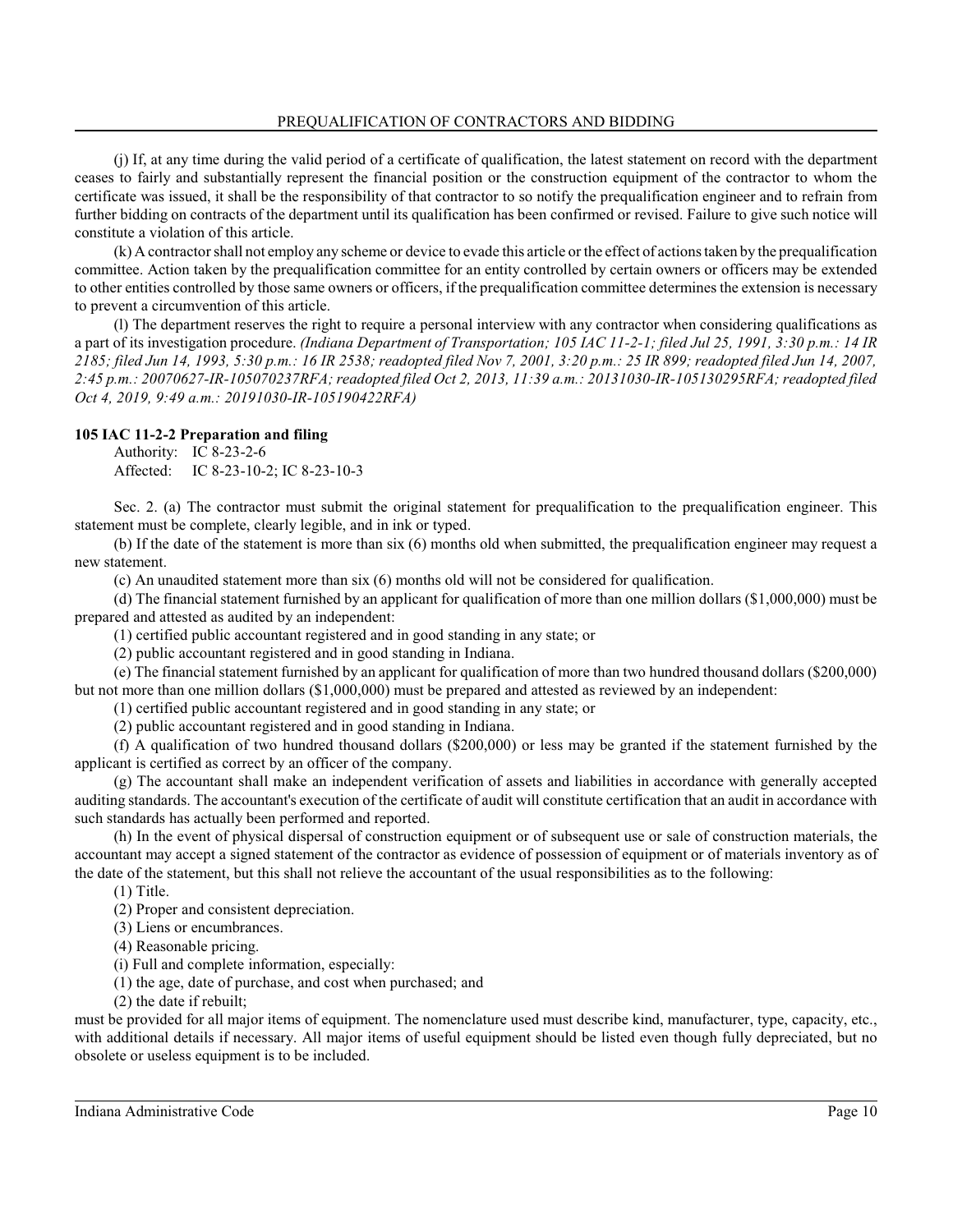(j) If, at any time during the valid period of a certificate of qualification, the latest statement on record with the department ceases to fairly and substantially represent the financial position or the construction equipment of the contractor to whom the certificate was issued, it shall be the responsibility of that contractor to so notify the prequalification engineer and to refrain from further bidding on contracts of the department until its qualification has been confirmed or revised. Failure to give such notice will constitute a violation of this article.

(k) A contractor shall not employ any scheme or device to evade this article or the effect of actions taken by the prequalification committee. Action taken by the prequalification committee for an entity controlled by certain owners or officers may be extended to other entities controlled by those same owners or officers, if the prequalification committee determines the extension is necessary to prevent a circumvention of this article.

(l) The department reserves the right to require a personal interview with any contractor when considering qualifications as a part of its investigation procedure. *(Indiana Department of Transportation; 105 IAC 11-2-1; filed Jul 25, 1991, 3:30 p.m.: 14 IR 2185; filed Jun 14, 1993, 5:30 p.m.: 16 IR 2538; readopted filed Nov 7, 2001, 3:20 p.m.: 25 IR 899; readopted filed Jun 14, 2007, 2:45 p.m.: 20070627-IR-105070237RFA; readopted filed Oct 2, 2013, 11:39 a.m.: 20131030-IR-105130295RFA; readopted filed Oct 4, 2019, 9:49 a.m.: 20191030-IR-105190422RFA)*

**105 IAC 11-2-2 Preparation and filing**

Authority: IC 8-23-2-6
Affected: IC 8-23-10-2; IC 8-23-10-3

Sec. 2. (a) The contractor must submit the original statement for prequalification to the prequalification engineer. This statement must be complete, clearly legible, and in ink or typed.

(b) If the date of the statement is more than six (6) months old when submitted, the prequalification engineer may request a new statement.

(c) An unaudited statement more than six (6) months old will not be considered for qualification.

(d) The financial statement furnished by an applicant for qualification of more than one million dollars ($1,000,000) must be prepared and attested as audited by an independent:

(1) certified public accountant registered and in good standing in any state; or

(2) public accountant registered and in good standing in Indiana.

(e) The financial statement furnished by an applicant for qualification of more than two hundred thousand dollars ($200,000) but not more than one million dollars ($1,000,000) must be prepared and attested as reviewed by an independent:

(1) certified public accountant registered and in good standing in any state; or

(2) public accountant registered and in good standing in Indiana.

(f) A qualification of two hundred thousand dollars ($200,000) or less may be granted if the statement furnished by the applicant is certified as correct by an officer of the company.

(g) The accountant shall make an independent verification of assets and liabilities in accordance with generally accepted auditing standards. The accountant's execution of the certificate of audit will constitute certification that an audit in accordance with such standards has actually been performed and reported.

(h) In the event of physical dispersal of construction equipment or of subsequent use or sale of construction materials, the accountant may accept a signed statement of the contractor as evidence of possession of equipment or of materials inventory as of the date of the statement, but this shall not relieve the accountant of the usual responsibilities as to the following:

(1) Title.

(2) Proper and consistent depreciation.

(3) Liens or encumbrances.

(4) Reasonable pricing.

(i) Full and complete information, especially:

(1) the age, date of purchase, and cost when purchased; and

(2) the date if rebuilt;

must be provided for all major items of equipment. The nomenclature used must describe kind, manufacturer, type, capacity, etc., with additional details if necessary. All major items of useful equipment should be listed even though fully depreciated, but no obsolete or useless equipment is to be included.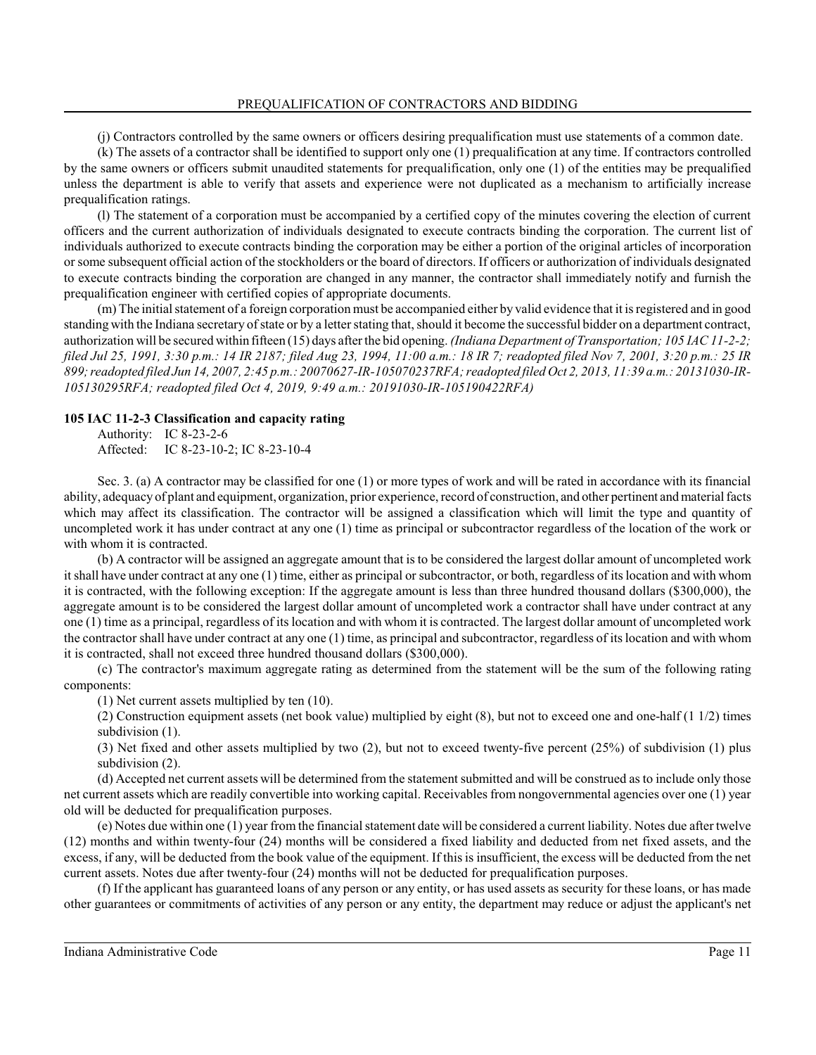(j) Contractors controlled by the same owners or officers desiring prequalification must use statements of a common date.

(k) The assets of a contractor shall be identified to support only one (1) prequalification at any time. If contractors controlled by the same owners or officers submit unaudited statements for prequalification, only one (1) of the entities may be prequalified unless the department is able to verify that assets and experience were not duplicated as a mechanism to artificially increase prequalification ratings.

(l) The statement of a corporation must be accompanied by a certified copy of the minutes covering the election of current officers and the current authorization of individuals designated to execute contracts binding the corporation. The current list of individuals authorized to execute contracts binding the corporation may be either a portion of the original articles of incorporation or some subsequent official action of the stockholders or the board of directors. If officers or authorization of individuals designated to execute contracts binding the corporation are changed in any manner, the contractor shall immediately notify and furnish the prequalification engineer with certified copies of appropriate documents.

(m) The initial statement of a foreign corporation must be accompanied either by valid evidence that it is registered and in good standing with the Indiana secretary of state or by a letter stating that, should it become the successful bidder on a department contract, authorization will be secured within fifteen (15) days after the bid opening. *(Indiana Department of Transportation; 105 IAC 11-2-2; filed Jul 25, 1991, 3:30 p.m.: 14 IR 2187; filed Aug 23, 1994, 11:00 a.m.: 18 IR 7; readopted filed Nov 7, 2001, 3:20 p.m.: 25 IR 899; readopted filed Jun 14, 2007, 2:45 p.m.: 20070627-IR-105070237RFA; readopted filed Oct 2, 2013, 11:39 a.m.: 20131030-IR-105130295RFA; readopted filed Oct 4, 2019, 9:49 a.m.: 20191030-IR-105190422RFA)*

### 105 IAC 11-2-3 Classification and capacity rating

Authority: IC 8-23-2-6
Affected: IC 8-23-10-2; IC 8-23-10-4

Sec. 3. (a) A contractor may be classified for one (1) or more types of work and will be rated in accordance with its financial ability, adequacy of plant and equipment, organization, prior experience, record of construction, and other pertinent and material facts which may affect its classification. The contractor will be assigned a classification which will limit the type and quantity of uncompleted work it has under contract at any one (1) time as principal or subcontractor regardless of the location of the work or with whom it is contracted.

(b) A contractor will be assigned an aggregate amount that is to be considered the largest dollar amount of uncompleted work it shall have under contract at any one (1) time, either as principal or subcontractor, or both, regardless of its location and with whom it is contracted, with the following exception: If the aggregate amount is less than three hundred thousand dollars ($300,000), the aggregate amount is to be considered the largest dollar amount of uncompleted work a contractor shall have under contract at any one (1) time as a principal, regardless of its location and with whom it is contracted. The largest dollar amount of uncompleted work the contractor shall have under contract at any one (1) time, as principal and subcontractor, regardless of its location and with whom it is contracted, shall not exceed three hundred thousand dollars ($300,000).

(c) The contractor's maximum aggregate rating as determined from the statement will be the sum of the following rating components:

(1) Net current assets multiplied by ten (10).

(2) Construction equipment assets (net book value) multiplied by eight (8), but not to exceed one and one-half (1 1/2) times subdivision (1).

(3) Net fixed and other assets multiplied by two (2), but not to exceed twenty-five percent (25%) of subdivision (1) plus subdivision (2).

(d) Accepted net current assets will be determined from the statement submitted and will be construed as to include only those net current assets which are readily convertible into working capital. Receivables from nongovernmental agencies over one (1) year old will be deducted for prequalification purposes.

(e) Notes due within one (1) year from the financial statement date will be considered a current liability. Notes due after twelve (12) months and within twenty-four (24) months will be considered a fixed liability and deducted from net fixed assets, and the excess, if any, will be deducted from the book value of the equipment. If this is insufficient, the excess will be deducted from the net current assets. Notes due after twenty-four (24) months will not be deducted for prequalification purposes.

(f) If the applicant has guaranteed loans of any person or any entity, or has used assets as security for these loans, or has made other guarantees or commitments of activities of any person or any entity, the department may reduce or adjust the applicant's net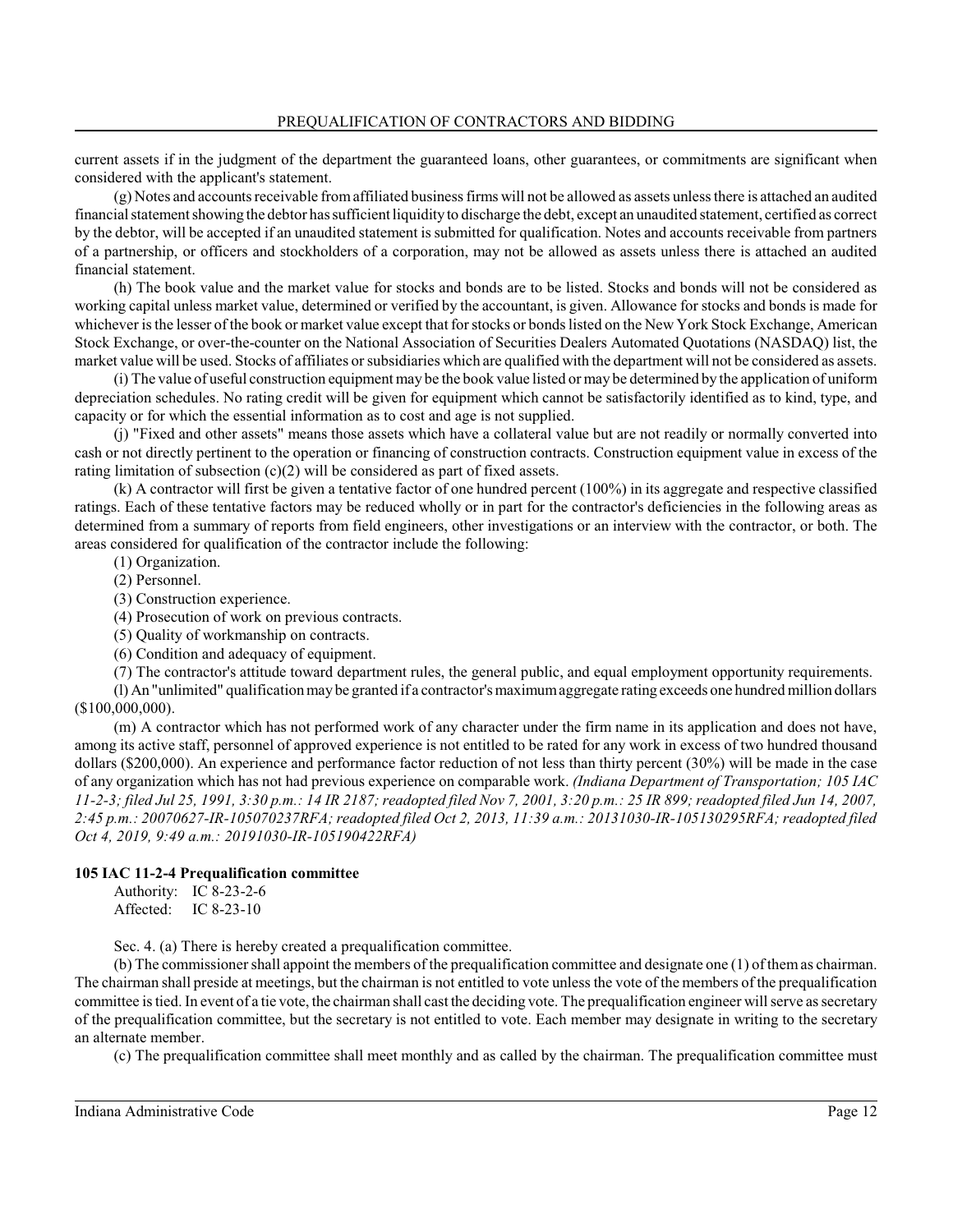current assets if in the judgment of the department the guaranteed loans, other guarantees, or commitments are significant when considered with the applicant's statement.

(g) Notes and accounts receivable from affiliated business firms will not be allowed as assets unless there is attached an audited financial statement showing the debtor has sufficient liquidity to discharge the debt, except an unaudited statement, certified as correct by the debtor, will be accepted if an unaudited statement is submitted for qualification. Notes and accounts receivable from partners of a partnership, or officers and stockholders of a corporation, may not be allowed as assets unless there is attached an audited financial statement.

(h) The book value and the market value for stocks and bonds are to be listed. Stocks and bonds will not be considered as working capital unless market value, determined or verified by the accountant, is given. Allowance for stocks and bonds is made for whichever is the lesser of the book or market value except that for stocks or bonds listed on the New York Stock Exchange, American Stock Exchange, or over-the-counter on the National Association of Securities Dealers Automated Quotations (NASDAQ) list, the market value will be used. Stocks of affiliates or subsidiaries which are qualified with the department will not be considered as assets.

(i) The value of useful construction equipment may be the book value listed or may be determined by the application of uniform depreciation schedules. No rating credit will be given for equipment which cannot be satisfactorily identified as to kind, type, and capacity or for which the essential information as to cost and age is not supplied.

(j) "Fixed and other assets" means those assets which have a collateral value but are not readily or normally converted into cash or not directly pertinent to the operation or financing of construction contracts. Construction equipment value in excess of the rating limitation of subsection (c)(2) will be considered as part of fixed assets.

(k) A contractor will first be given a tentative factor of one hundred percent (100%) in its aggregate and respective classified ratings. Each of these tentative factors may be reduced wholly or in part for the contractor's deficiencies in the following areas as determined from a summary of reports from field engineers, other investigations or an interview with the contractor, or both. The areas considered for qualification of the contractor include the following:

(1) Organization.

(2) Personnel.

(3) Construction experience.

(4) Prosecution of work on previous contracts.

(5) Quality of workmanship on contracts.

(6) Condition and adequacy of equipment.

(7) The contractor's attitude toward department rules, the general public, and equal employment opportunity requirements.

(l) An "unlimited" qualification may be granted if a contractor's maximum aggregate rating exceeds one hundred million dollars ($100,000,000).

(m) A contractor which has not performed work of any character under the firm name in its application and does not have, among its active staff, personnel of approved experience is not entitled to be rated for any work in excess of two hundred thousand dollars ($200,000). An experience and performance factor reduction of not less than thirty percent (30%) will be made in the case of any organization which has not had previous experience on comparable work. *(Indiana Department of Transportation; 105 IAC 11-2-3; filed Jul 25, 1991, 3:30 p.m.: 14 IR 2187; readopted filed Nov 7, 2001, 3:20 p.m.: 25 IR 899; readopted filed Jun 14, 2007, 2:45 p.m.: 20070627-IR-105070237RFA; readopted filed Oct 2, 2013, 11:39 a.m.: 20131030-IR-105130295RFA; readopted filed Oct 4, 2019, 9:49 a.m.: 20191030-IR-105190422RFA)*

**105 IAC 11-2-4 Prequalification committee**

Authority: IC 8-23-2-6
Affected: IC 8-23-10

Sec. 4. (a) There is hereby created a prequalification committee.

(b) The commissioner shall appoint the members of the prequalification committee and designate one (1) of them as chairman. The chairman shall preside at meetings, but the chairman is not entitled to vote unless the vote of the members of the prequalification committee is tied. In event of a tie vote, the chairman shall cast the deciding vote. The prequalification engineer will serve as secretary of the prequalification committee, but the secretary is not entitled to vote. Each member may designate in writing to the secretary an alternate member.

(c) The prequalification committee shall meet monthly and as called by the chairman. The prequalification committee must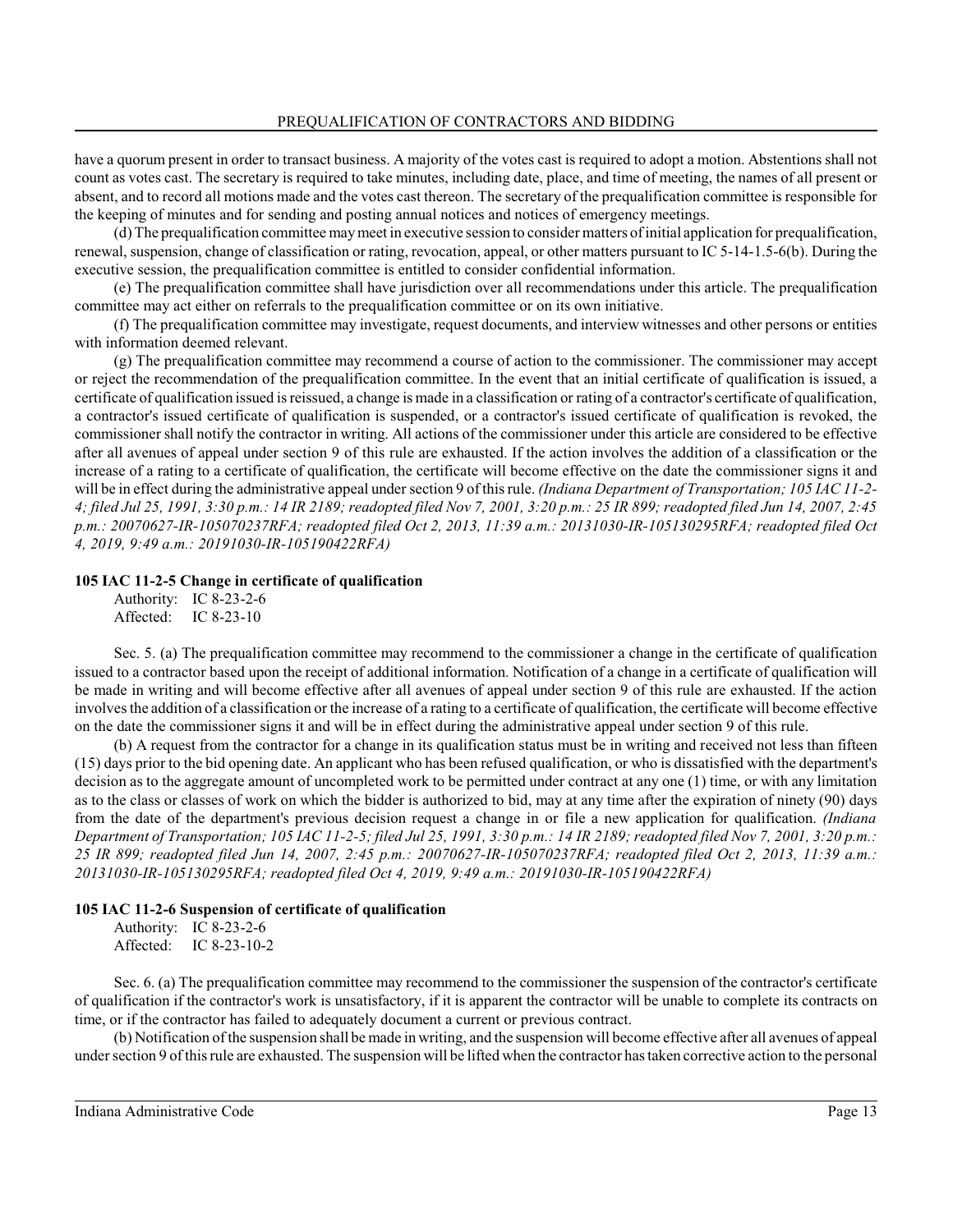have a quorum present in order to transact business. A majority of the votes cast is required to adopt a motion. Abstentions shall not count as votes cast. The secretary is required to take minutes, including date, place, and time of meeting, the names of all present or absent, and to record all motions made and the votes cast thereon. The secretary of the prequalification committee is responsible for the keeping of minutes and for sending and posting annual notices and notices of emergency meetings.

(d) The prequalification committee may meet in executive session to consider matters of initial application for prequalification, renewal, suspension, change of classification or rating, revocation, appeal, or other matters pursuant to IC 5-14-1.5-6(b). During the executive session, the prequalification committee is entitled to consider confidential information.

(e) The prequalification committee shall have jurisdiction over all recommendations under this article. The prequalification committee may act either on referrals to the prequalification committee or on its own initiative.

(f) The prequalification committee may investigate, request documents, and interview witnesses and other persons or entities with information deemed relevant.

(g) The prequalification committee may recommend a course of action to the commissioner. The commissioner may accept or reject the recommendation of the prequalification committee. In the event that an initial certificate of qualification is issued, a certificate of qualification issued is reissued, a change is made in a classification or rating of a contractor's certificate of qualification, a contractor's issued certificate of qualification is suspended, or a contractor's issued certificate of qualification is revoked, the commissioner shall notify the contractor in writing. All actions of the commissioner under this article are considered to be effective after all avenues of appeal under section 9 of this rule are exhausted. If the action involves the addition of a classification or the increase of a rating to a certificate of qualification, the certificate will become effective on the date the commissioner signs it and will be in effect during the administrative appeal under section 9 of this rule. *(Indiana Department of Transportation; 105 IAC 11-2-4; filed Jul 25, 1991, 3:30 p.m.: 14 IR 2189; readopted filed Nov 7, 2001, 3:20 p.m.: 25 IR 899; readopted filed Jun 14, 2007, 2:45 p.m.: 20070627-IR-105070237RFA; readopted filed Oct 2, 2013, 11:39 a.m.: 20131030-IR-105130295RFA; readopted filed Oct 4, 2019, 9:49 a.m.: 20191030-IR-105190422RFA)*

**105 IAC 11-2-5 Change in certificate of qualification**

Authority: IC 8-23-2-6
Affected: IC 8-23-10

Sec. 5. (a) The prequalification committee may recommend to the commissioner a change in the certificate of qualification issued to a contractor based upon the receipt of additional information. Notification of a change in a certificate of qualification will be made in writing and will become effective after all avenues of appeal under section 9 of this rule are exhausted. If the action involves the addition of a classification or the increase of a rating to a certificate of qualification, the certificate will become effective on the date the commissioner signs it and will be in effect during the administrative appeal under section 9 of this rule.

(b) A request from the contractor for a change in its qualification status must be in writing and received not less than fifteen (15) days prior to the bid opening date. An applicant who has been refused qualification, or who is dissatisfied with the department's decision as to the aggregate amount of uncompleted work to be permitted under contract at any one (1) time, or with any limitation as to the class or classes of work on which the bidder is authorized to bid, may at any time after the expiration of ninety (90) days from the date of the department's previous decision request a change in or file a new application for qualification. *(Indiana Department of Transportation; 105 IAC 11-2-5; filed Jul 25, 1991, 3:30 p.m.: 14 IR 2189; readopted filed Nov 7, 2001, 3:20 p.m.: 25 IR 899; readopted filed Jun 14, 2007, 2:45 p.m.: 20070627-IR-105070237RFA; readopted filed Oct 2, 2013, 11:39 a.m.: 20131030-IR-105130295RFA; readopted filed Oct 4, 2019, 9:49 a.m.: 20191030-IR-105190422RFA)*

**105 IAC 11-2-6 Suspension of certificate of qualification**

Authority: IC 8-23-2-6
Affected: IC 8-23-10-2

Sec. 6. (a) The prequalification committee may recommend to the commissioner the suspension of the contractor's certificate of qualification if the contractor's work is unsatisfactory, if it is apparent the contractor will be unable to complete its contracts on time, or if the contractor has failed to adequately document a current or previous contract.

(b) Notification of the suspension shall be made in writing, and the suspension will become effective after all avenues of appeal under section 9 of this rule are exhausted. The suspension will be lifted when the contractor has taken corrective action to the personal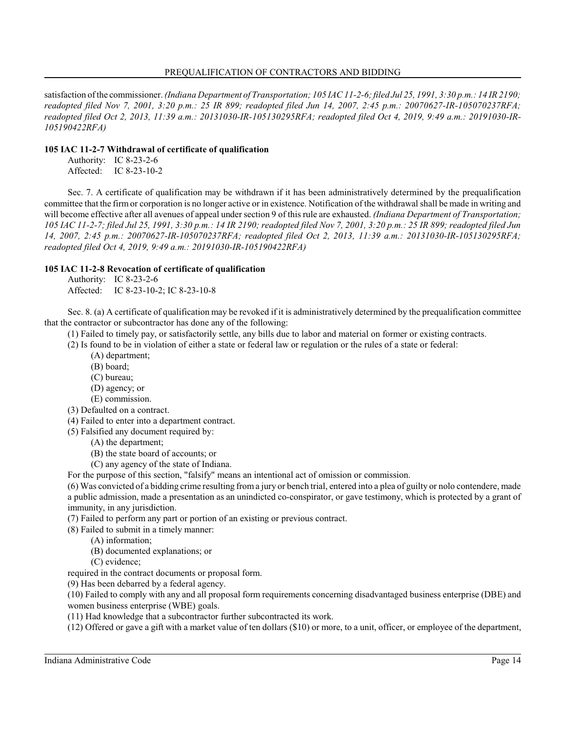satisfaction of the commissioner. *(Indiana Department of Transportation; 105 IAC 11-2-6; filed Jul 25, 1991, 3:30 p.m.: 14 IR 2190; readopted filed Nov 7, 2001, 3:20 p.m.: 25 IR 899; readopted filed Jun 14, 2007, 2:45 p.m.: 20070627-IR-105070237RFA; readopted filed Oct 2, 2013, 11:39 a.m.: 20131030-IR-105130295RFA; readopted filed Oct 4, 2019, 9:49 a.m.: 20191030-IR-105190422RFA)*

**105 IAC 11-2-7 Withdrawal of certificate of qualification**

Authority: IC 8-23-2-6
Affected: IC 8-23-10-2

Sec. 7. A certificate of qualification may be withdrawn if it has been administratively determined by the prequalification committee that the firm or corporation is no longer active or in existence. Notification of the withdrawal shall be made in writing and will become effective after all avenues of appeal under section 9 of this rule are exhausted. *(Indiana Department of Transportation; 105 IAC 11-2-7; filed Jul 25, 1991, 3:30 p.m.: 14 IR 2190; readopted filed Nov 7, 2001, 3:20 p.m.: 25 IR 899; readopted filed Jun 14, 2007, 2:45 p.m.: 20070627-IR-105070237RFA; readopted filed Oct 2, 2013, 11:39 a.m.: 20131030-IR-105130295RFA; readopted filed Oct 4, 2019, 9:49 a.m.: 20191030-IR-105190422RFA)*

**105 IAC 11-2-8 Revocation of certificate of qualification**

Authority: IC 8-23-2-6
Affected: IC 8-23-10-2; IC 8-23-10-8

Sec. 8. (a) A certificate of qualification may be revoked if it is administratively determined by the prequalification committee that the contractor or subcontractor has done any of the following:

(1) Failed to timely pay, or satisfactorily settle, any bills due to labor and material on former or existing contracts.
(2) Is found to be in violation of either a state or federal law or regulation or the rules of a state or federal:
   (A) department;
   (B) board;
   (C) bureau;
   (D) agency; or
   (E) commission.
(3) Defaulted on a contract.
(4) Failed to enter into a department contract.
(5) Falsified any document required by:
   (A) the department;
   (B) the state board of accounts; or
   (C) any agency of the state of Indiana.
For the purpose of this section, "falsify" means an intentional act of omission or commission.
(6) Was convicted of a bidding crime resulting from a jury or bench trial, entered into a plea of guilty or nolo contendere, made a public admission, made a presentation as an unindicted co-conspirator, or gave testimony, which is protected by a grant of immunity, in any jurisdiction.
(7) Failed to perform any part or portion of an existing or previous contract.
(8) Failed to submit in a timely manner:
   (A) information;
   (B) documented explanations; or
   (C) evidence;
required in the contract documents or proposal form.
(9) Has been debarred by a federal agency.
(10) Failed to comply with any and all proposal form requirements concerning disadvantaged business enterprise (DBE) and women business enterprise (WBE) goals.
(11) Had knowledge that a subcontractor further subcontracted its work.
(12) Offered or gave a gift with a market value of ten dollars ($10) or more, to a unit, officer, or employee of the department,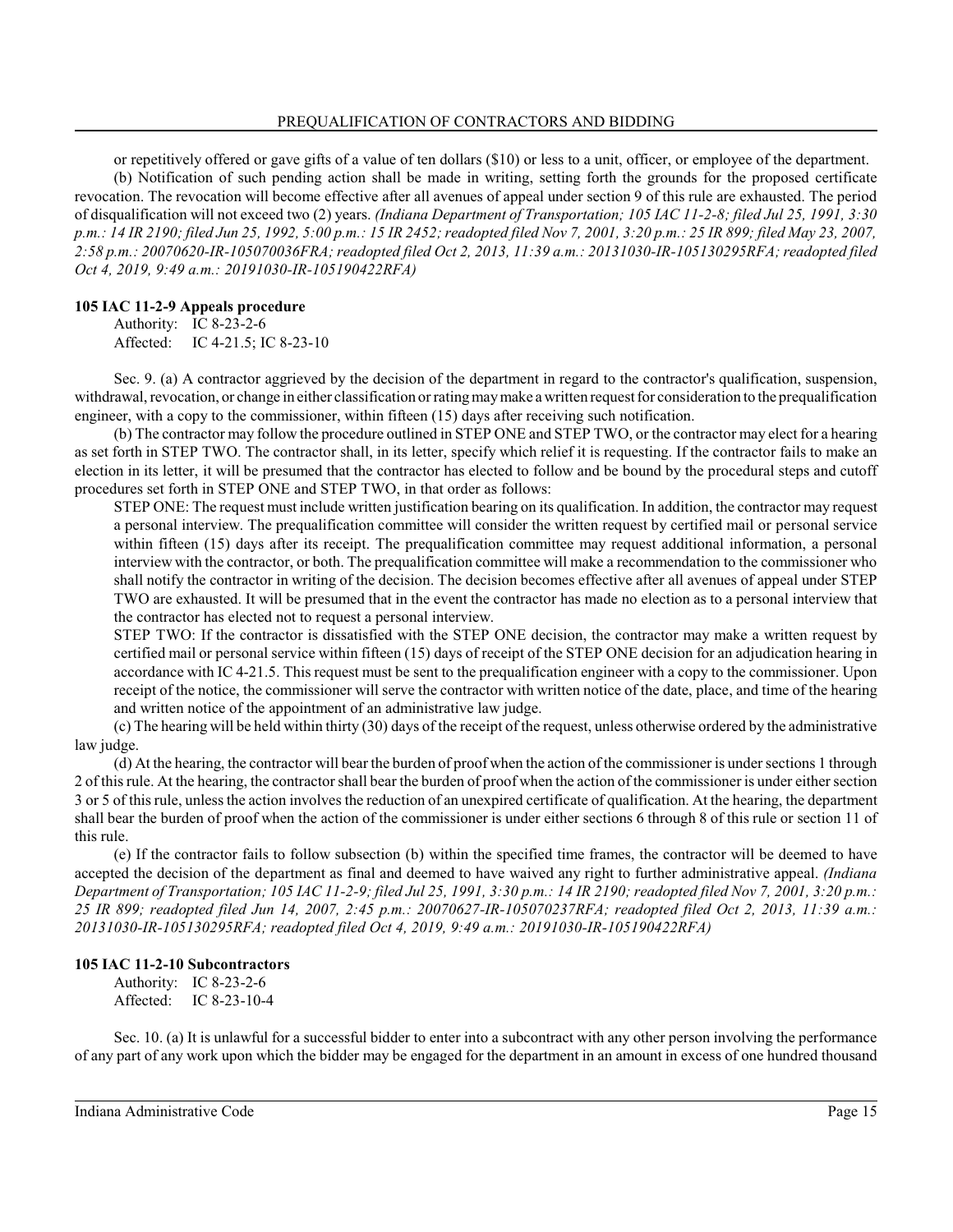or repetitively offered or gave gifts of a value of ten dollars ($10) or less to a unit, officer, or employee of the department.

(b) Notification of such pending action shall be made in writing, setting forth the grounds for the proposed certificate revocation. The revocation will become effective after all avenues of appeal under section 9 of this rule are exhausted. The period of disqualification will not exceed two (2) years. *(Indiana Department of Transportation; 105 IAC 11-2-8; filed Jul 25, 1991, 3:30 p.m.: 14 IR 2190; filed Jun 25, 1992, 5:00 p.m.: 15 IR 2452; readopted filed Nov 7, 2001, 3:20 p.m.: 25 IR 899; filed May 23, 2007, 2:58 p.m.: 20070620-IR-105070036FRA; readopted filed Oct 2, 2013, 11:39 a.m.: 20131030-IR-105130295RFA; readopted filed Oct 4, 2019, 9:49 a.m.: 20191030-IR-105190422RFA)*

**105 IAC 11-2-9 Appeals procedure**

Authority: IC 8-23-2-6
Affected: IC 4-21.5; IC 8-23-10

Sec. 9. (a) A contractor aggrieved by the decision of the department in regard to the contractor's qualification, suspension, withdrawal, revocation, or change in either classification or rating may make a written request for consideration to the prequalification engineer, with a copy to the commissioner, within fifteen (15) days after receiving such notification.

(b) The contractor may follow the procedure outlined in STEP ONE and STEP TWO, or the contractor may elect for a hearing as set forth in STEP TWO. The contractor shall, in its letter, specify which relief it is requesting. If the contractor fails to make an election in its letter, it will be presumed that the contractor has elected to follow and be bound by the procedural steps and cutoff procedures set forth in STEP ONE and STEP TWO, in that order as follows:

STEP ONE: The request must include written justification bearing on its qualification. In addition, the contractor may request a personal interview. The prequalification committee will consider the written request by certified mail or personal service within fifteen (15) days after its receipt. The prequalification committee may request additional information, a personal interview with the contractor, or both. The prequalification committee will make a recommendation to the commissioner who shall notify the contractor in writing of the decision. The decision becomes effective after all avenues of appeal under STEP TWO are exhausted. It will be presumed that in the event the contractor has made no election as to a personal interview that the contractor has elected not to request a personal interview.

STEP TWO: If the contractor is dissatisfied with the STEP ONE decision, the contractor may make a written request by certified mail or personal service within fifteen (15) days of receipt of the STEP ONE decision for an adjudication hearing in accordance with IC 4-21.5. This request must be sent to the prequalification engineer with a copy to the commissioner. Upon receipt of the notice, the commissioner will serve the contractor with written notice of the date, place, and time of the hearing and written notice of the appointment of an administrative law judge.

(c) The hearing will be held within thirty (30) days of the receipt of the request, unless otherwise ordered by the administrative law judge.

(d) At the hearing, the contractor will bear the burden of proof when the action of the commissioner is under sections 1 through 2 of this rule. At the hearing, the contractor shall bear the burden of proof when the action of the commissioner is under either section 3 or 5 of this rule, unless the action involves the reduction of an unexpired certificate of qualification. At the hearing, the department shall bear the burden of proof when the action of the commissioner is under either sections 6 through 8 of this rule or section 11 of this rule.

(e) If the contractor fails to follow subsection (b) within the specified time frames, the contractor will be deemed to have accepted the decision of the department as final and deemed to have waived any right to further administrative appeal. *(Indiana Department of Transportation; 105 IAC 11-2-9; filed Jul 25, 1991, 3:30 p.m.: 14 IR 2190; readopted filed Nov 7, 2001, 3:20 p.m.: 25 IR 899; readopted filed Jun 14, 2007, 2:45 p.m.: 20070627-IR-105070237RFA; readopted filed Oct 2, 2013, 11:39 a.m.: 20131030-IR-105130295RFA; readopted filed Oct 4, 2019, 9:49 a.m.: 20191030-IR-105190422RFA)*

**105 IAC 11-2-10 Subcontractors**

Authority: IC 8-23-2-6
Affected: IC 8-23-10-4

Sec. 10. (a) It is unlawful for a successful bidder to enter into a subcontract with any other person involving the performance of any part of any work upon which the bidder may be engaged for the department in an amount in excess of one hundred thousand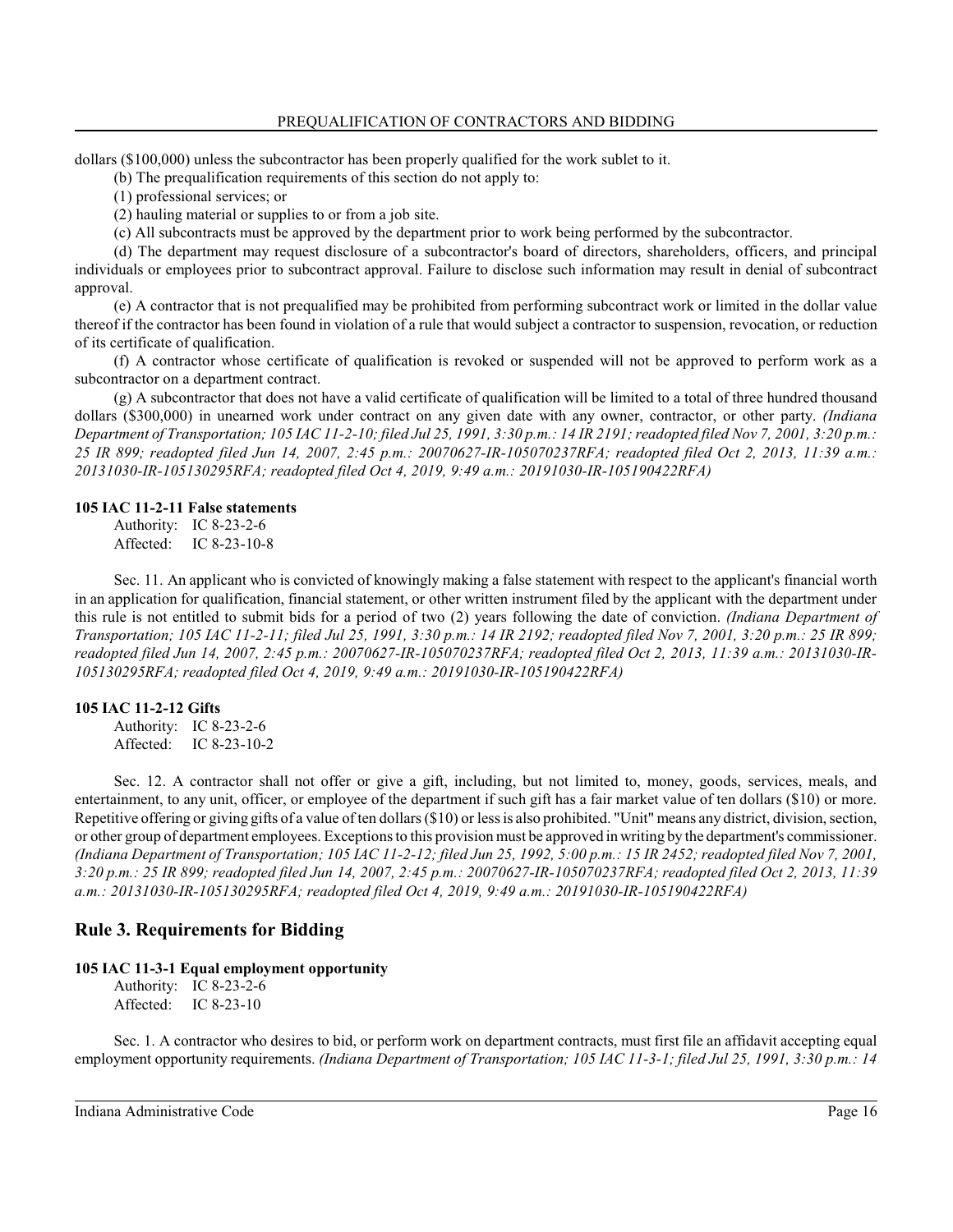dollars ($100,000) unless the subcontractor has been properly qualified for the work sublet to it.

(b) The prequalification requirements of this section do not apply to:

(1) professional services; or

(2) hauling material or supplies to or from a job site.

(c) All subcontracts must be approved by the department prior to work being performed by the subcontractor.

(d) The department may request disclosure of a subcontractor's board of directors, shareholders, officers, and principal individuals or employees prior to subcontract approval. Failure to disclose such information may result in denial of subcontract approval.

(e) A contractor that is not prequalified may be prohibited from performing subcontract work or limited in the dollar value thereof if the contractor has been found in violation of a rule that would subject a contractor to suspension, revocation, or reduction of its certificate of qualification.

(f) A contractor whose certificate of qualification is revoked or suspended will not be approved to perform work as a subcontractor on a department contract.

(g) A subcontractor that does not have a valid certificate of qualification will be limited to a total of three hundred thousand dollars ($300,000) in unearned work under contract on any given date with any owner, contractor, or other party. *(Indiana Department of Transportation; 105 IAC 11-2-10; filed Jul 25, 1991, 3:30 p.m.: 14 IR 2191; readopted filed Nov 7, 2001, 3:20 p.m.: 25 IR 899; readopted filed Jun 14, 2007, 2:45 p.m.: 20070627-IR-105070237RFA; readopted filed Oct 2, 2013, 11:39 a.m.: 20131030-IR-105130295RFA; readopted filed Oct 4, 2019, 9:49 a.m.: 20191030-IR-105190422RFA)*

#### 105 IAC 11-2-11 False statements

Authority: IC 8-23-2-6
Affected: IC 8-23-10-8

Sec. 11. An applicant who is convicted of knowingly making a false statement with respect to the applicant's financial worth in an application for qualification, financial statement, or other written instrument filed by the applicant with the department under this rule is not entitled to submit bids for a period of two (2) years following the date of conviction. *(Indiana Department of Transportation; 105 IAC 11-2-11; filed Jul 25, 1991, 3:30 p.m.: 14 IR 2192; readopted filed Nov 7, 2001, 3:20 p.m.: 25 IR 899; readopted filed Jun 14, 2007, 2:45 p.m.: 20070627-IR-105070237RFA; readopted filed Oct 2, 2013, 11:39 a.m.: 20131030-IR-105130295RFA; readopted filed Oct 4, 2019, 9:49 a.m.: 20191030-IR-105190422RFA)*

#### 105 IAC 11-2-12 Gifts

Authority: IC 8-23-2-6
Affected: IC 8-23-10-2

Sec. 12. A contractor shall not offer or give a gift, including, but not limited to, money, goods, services, meals, and entertainment, to any unit, officer, or employee of the department if such gift has a fair market value of ten dollars ($10) or more. Repetitive offering or giving gifts of a value of ten dollars ($10) or less is also prohibited. "Unit" means any district, division, section, or other group of department employees. Exceptions to this provision must be approved in writing by the department's commissioner. *(Indiana Department of Transportation; 105 IAC 11-2-12; filed Jun 25, 1992, 5:00 p.m.: 15 IR 2452; readopted filed Nov 7, 2001, 3:20 p.m.: 25 IR 899; readopted filed Jun 14, 2007, 2:45 p.m.: 20070627-IR-105070237RFA; readopted filed Oct 2, 2013, 11:39 a.m.: 20131030-IR-105130295RFA; readopted filed Oct 4, 2019, 9:49 a.m.: 20191030-IR-105190422RFA)*

## Rule 3. Requirements for Bidding

#### 105 IAC 11-3-1 Equal employment opportunity

Authority: IC 8-23-2-6
Affected: IC 8-23-10

Sec. 1. A contractor who desires to bid, or perform work on department contracts, must first file an affidavit accepting equal employment opportunity requirements. *(Indiana Department of Transportation; 105 IAC 11-3-1; filed Jul 25, 1991, 3:30 p.m.: 14*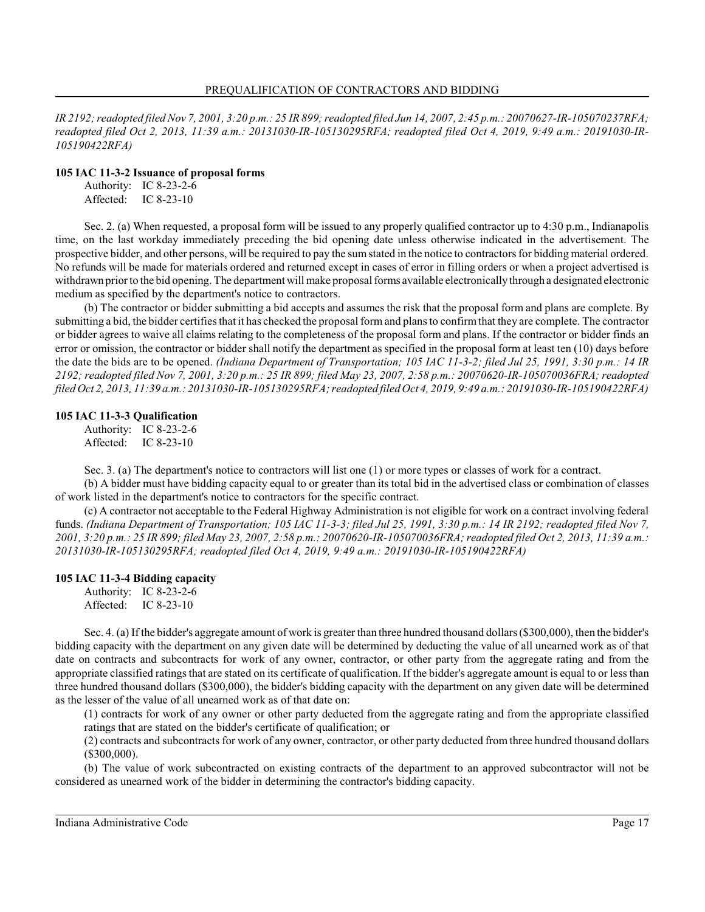*IR 2192; readopted filed Nov 7, 2001, 3:20 p.m.: 25 IR 899; readopted filed Jun 14, 2007, 2:45 p.m.: 20070627-IR-105070237RFA; readopted filed Oct 2, 2013, 11:39 a.m.: 20131030-IR-105130295RFA; readopted filed Oct 4, 2019, 9:49 a.m.: 20191030-IR-105190422RFA)*

### 105 IAC 11-3-2 Issuance of proposal forms

Authority: IC 8-23-2-6
Affected: IC 8-23-10

Sec. 2. (a) When requested, a proposal form will be issued to any properly qualified contractor up to 4:30 p.m., Indianapolis time, on the last workday immediately preceding the bid opening date unless otherwise indicated in the advertisement. The prospective bidder, and other persons, will be required to pay the sum stated in the notice to contractors for bidding material ordered. No refunds will be made for materials ordered and returned except in cases of error in filling orders or when a project advertised is withdrawn prior to the bid opening. The department will make proposal forms available electronically through a designated electronic medium as specified by the department's notice to contractors.

(b) The contractor or bidder submitting a bid accepts and assumes the risk that the proposal form and plans are complete. By submitting a bid, the bidder certifies that it has checked the proposal form and plans to confirm that they are complete. The contractor or bidder agrees to waive all claims relating to the completeness of the proposal form and plans. If the contractor or bidder finds an error or omission, the contractor or bidder shall notify the department as specified in the proposal form at least ten (10) days before the date the bids are to be opened. *(Indiana Department of Transportation; 105 IAC 11-3-2; filed Jul 25, 1991, 3:30 p.m.: 14 IR 2192; readopted filed Nov 7, 2001, 3:20 p.m.: 25 IR 899; filed May 23, 2007, 2:58 p.m.: 20070620-IR-105070036FRA; readopted filed Oct 2, 2013, 11:39 a.m.: 20131030-IR-105130295RFA; readopted filed Oct 4, 2019, 9:49 a.m.: 20191030-IR-105190422RFA)*

### 105 IAC 11-3-3 Qualification

Authority: IC 8-23-2-6
Affected: IC 8-23-10

Sec. 3. (a) The department's notice to contractors will list one (1) or more types or classes of work for a contract.

(b) A bidder must have bidding capacity equal to or greater than its total bid in the advertised class or combination of classes of work listed in the department's notice to contractors for the specific contract.

(c) A contractor not acceptable to the Federal Highway Administration is not eligible for work on a contract involving federal funds. *(Indiana Department of Transportation; 105 IAC 11-3-3; filed Jul 25, 1991, 3:30 p.m.: 14 IR 2192; readopted filed Nov 7, 2001, 3:20 p.m.: 25 IR 899; filed May 23, 2007, 2:58 p.m.: 20070620-IR-105070036FRA; readopted filed Oct 2, 2013, 11:39 a.m.: 20131030-IR-105130295RFA; readopted filed Oct 4, 2019, 9:49 a.m.: 20191030-IR-105190422RFA)*

### 105 IAC 11-3-4 Bidding capacity

Authority: IC 8-23-2-6
Affected: IC 8-23-10

Sec. 4. (a) If the bidder's aggregate amount of work is greater than three hundred thousand dollars ($300,000), then the bidder's bidding capacity with the department on any given date will be determined by deducting the value of all unearned work as of that date on contracts and subcontracts for work of any owner, contractor, or other party from the aggregate rating and from the appropriate classified ratings that are stated on its certificate of qualification. If the bidder's aggregate amount is equal to or less than three hundred thousand dollars ($300,000), the bidder's bidding capacity with the department on any given date will be determined as the lesser of the value of all unearned work as of that date on:

(1) contracts for work of any owner or other party deducted from the aggregate rating and from the appropriate classified ratings that are stated on the bidder's certificate of qualification; or

(2) contracts and subcontracts for work of any owner, contractor, or other party deducted from three hundred thousand dollars ($300,000).

(b) The value of work subcontracted on existing contracts of the department to an approved subcontractor will not be considered as unearned work of the bidder in determining the contractor's bidding capacity.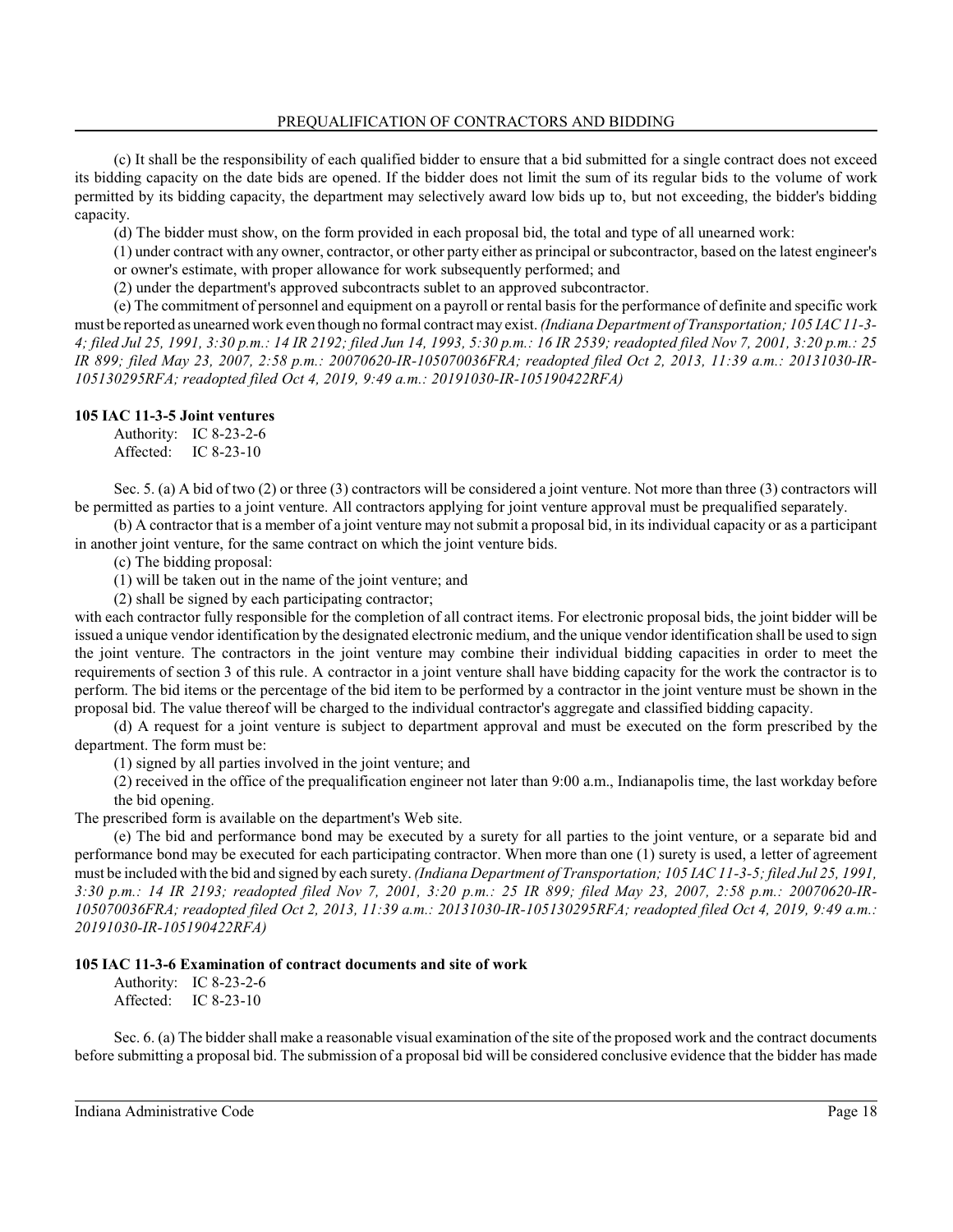(c) It shall be the responsibility of each qualified bidder to ensure that a bid submitted for a single contract does not exceed its bidding capacity on the date bids are opened. If the bidder does not limit the sum of its regular bids to the volume of work permitted by its bidding capacity, the department may selectively award low bids up to, but not exceeding, the bidder's bidding capacity.

(d) The bidder must show, on the form provided in each proposal bid, the total and type of all unearned work:

(1) under contract with any owner, contractor, or other party either as principal or subcontractor, based on the latest engineer's or owner's estimate, with proper allowance for work subsequently performed; and

(2) under the department's approved subcontracts sublet to an approved subcontractor.

(e) The commitment of personnel and equipment on a payroll or rental basis for the performance of definite and specific work must be reported as unearned work even though no formal contract may exist. *(Indiana Department of Transportation; 105 IAC 11-3-4; filed Jul 25, 1991, 3:30 p.m.: 14 IR 2192; filed Jun 14, 1993, 5:30 p.m.: 16 IR 2539; readopted filed Nov 7, 2001, 3:20 p.m.: 25 IR 899; filed May 23, 2007, 2:58 p.m.: 20070620-IR-105070036FRA; readopted filed Oct 2, 2013, 11:39 a.m.: 20131030-IR-105130295RFA; readopted filed Oct 4, 2019, 9:49 a.m.: 20191030-IR-105190422RFA)*

**105 IAC 11-3-5 Joint ventures**

Authority: IC 8-23-2-6
Affected: IC 8-23-10

Sec. 5. (a) A bid of two (2) or three (3) contractors will be considered a joint venture. Not more than three (3) contractors will be permitted as parties to a joint venture. All contractors applying for joint venture approval must be prequalified separately.

(b) A contractor that is a member of a joint venture may not submit a proposal bid, in its individual capacity or as a participant in another joint venture, for the same contract on which the joint venture bids.

(c) The bidding proposal:

(1) will be taken out in the name of the joint venture; and

(2) shall be signed by each participating contractor;

with each contractor fully responsible for the completion of all contract items. For electronic proposal bids, the joint bidder will be issued a unique vendor identification by the designated electronic medium, and the unique vendor identification shall be used to sign the joint venture. The contractors in the joint venture may combine their individual bidding capacities in order to meet the requirements of section 3 of this rule. A contractor in a joint venture shall have bidding capacity for the work the contractor is to perform. The bid items or the percentage of the bid item to be performed by a contractor in the joint venture must be shown in the proposal bid. The value thereof will be charged to the individual contractor's aggregate and classified bidding capacity.

(d) A request for a joint venture is subject to department approval and must be executed on the form prescribed by the department. The form must be:

(1) signed by all parties involved in the joint venture; and

(2) received in the office of the prequalification engineer not later than 9:00 a.m., Indianapolis time, the last workday before the bid opening.

The prescribed form is available on the department's Web site.

(e) The bid and performance bond may be executed by a surety for all parties to the joint venture, or a separate bid and performance bond may be executed for each participating contractor. When more than one (1) surety is used, a letter of agreement must be included with the bid and signed by each surety. *(Indiana Department of Transportation; 105 IAC 11-3-5; filed Jul 25, 1991, 3:30 p.m.: 14 IR 2193; readopted filed Nov 7, 2001, 3:20 p.m.: 25 IR 899; filed May 23, 2007, 2:58 p.m.: 20070620-IR-105070036FRA; readopted filed Oct 2, 2013, 11:39 a.m.: 20131030-IR-105130295RFA; readopted filed Oct 4, 2019, 9:49 a.m.: 20191030-IR-105190422RFA)*

**105 IAC 11-3-6 Examination of contract documents and site of work**

Authority: IC 8-23-2-6
Affected: IC 8-23-10

Sec. 6. (a) The bidder shall make a reasonable visual examination of the site of the proposed work and the contract documents before submitting a proposal bid. The submission of a proposal bid will be considered conclusive evidence that the bidder has made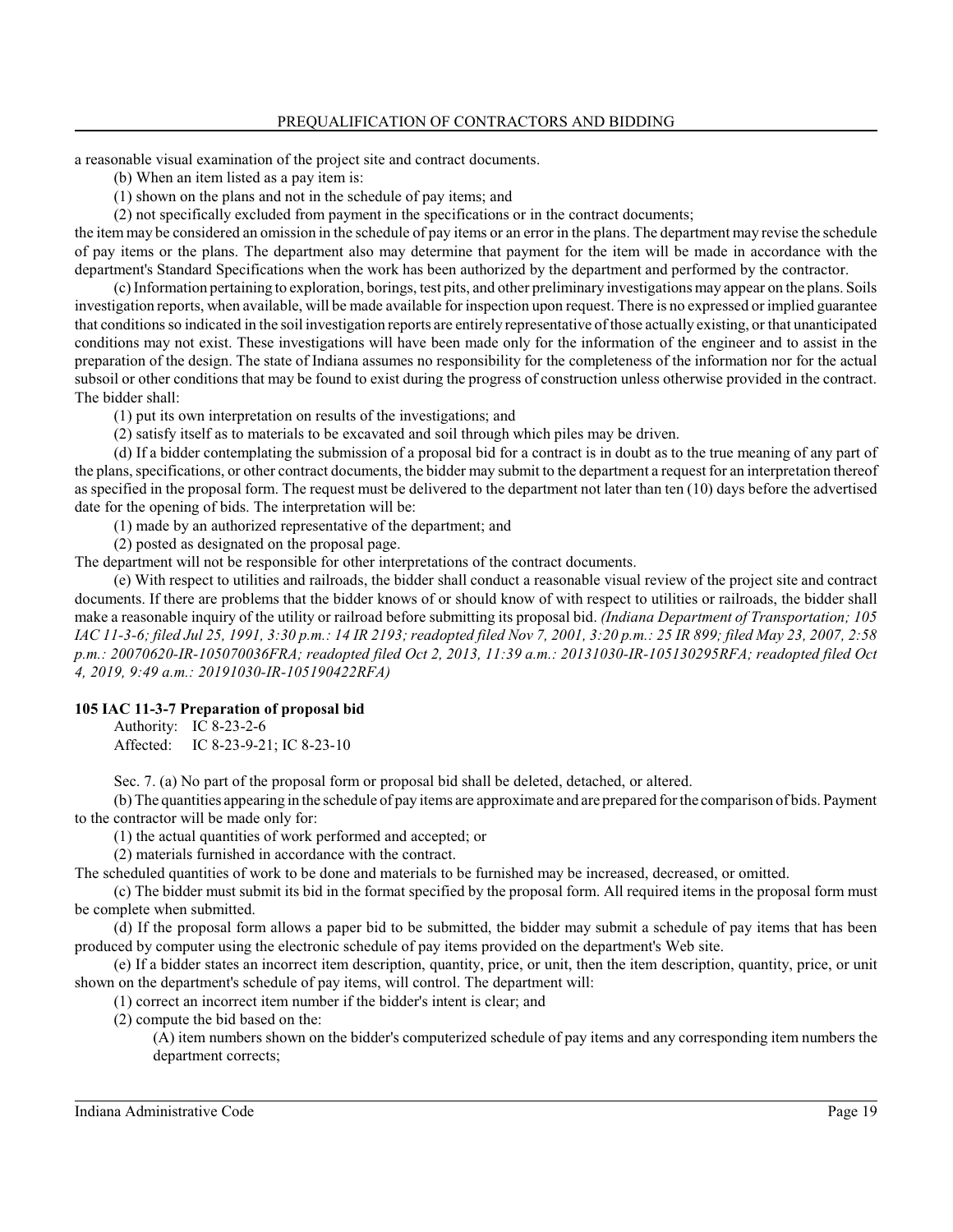a reasonable visual examination of the project site and contract documents.

(b) When an item listed as a pay item is:

(1) shown on the plans and not in the schedule of pay items; and

(2) not specifically excluded from payment in the specifications or in the contract documents;

the item may be considered an omission in the schedule of pay items or an error in the plans. The department may revise the schedule of pay items or the plans. The department also may determine that payment for the item will be made in accordance with the department's Standard Specifications when the work has been authorized by the department and performed by the contractor.

(c) Information pertaining to exploration, borings, test pits, and other preliminary investigations may appear on the plans. Soils investigation reports, when available, will be made available for inspection upon request. There is no expressed or implied guarantee that conditions so indicated in the soil investigation reports are entirely representative of those actually existing, or that unanticipated conditions may not exist. These investigations will have been made only for the information of the engineer and to assist in the preparation of the design. The state of Indiana assumes no responsibility for the completeness of the information nor for the actual subsoil or other conditions that may be found to exist during the progress of construction unless otherwise provided in the contract. The bidder shall:

(1) put its own interpretation on results of the investigations; and

(2) satisfy itself as to materials to be excavated and soil through which piles may be driven.

(d) If a bidder contemplating the submission of a proposal bid for a contract is in doubt as to the true meaning of any part of the plans, specifications, or other contract documents, the bidder may submit to the department a request for an interpretation thereof as specified in the proposal form. The request must be delivered to the department not later than ten (10) days before the advertised date for the opening of bids. The interpretation will be:

(1) made by an authorized representative of the department; and

(2) posted as designated on the proposal page.

The department will not be responsible for other interpretations of the contract documents.

(e) With respect to utilities and railroads, the bidder shall conduct a reasonable visual review of the project site and contract documents. If there are problems that the bidder knows of or should know of with respect to utilities or railroads, the bidder shall make a reasonable inquiry of the utility or railroad before submitting its proposal bid. *(Indiana Department of Transportation; 105 IAC 11-3-6; filed Jul 25, 1991, 3:30 p.m.: 14 IR 2193; readopted filed Nov 7, 2001, 3:20 p.m.: 25 IR 899; filed May 23, 2007, 2:58 p.m.: 20070620-IR-105070036FRA; readopted filed Oct 2, 2013, 11:39 a.m.: 20131030-IR-105130295RFA; readopted filed Oct 4, 2019, 9:49 a.m.: 20191030-IR-105190422RFA)*

**105 IAC 11-3-7 Preparation of proposal bid**

Authority: IC 8-23-2-6
Affected: IC 8-23-9-21; IC 8-23-10

Sec. 7. (a) No part of the proposal form or proposal bid shall be deleted, detached, or altered.

(b) The quantities appearing in the schedule of pay items are approximate and are prepared for the comparison of bids. Payment to the contractor will be made only for:

(1) the actual quantities of work performed and accepted; or

(2) materials furnished in accordance with the contract.

The scheduled quantities of work to be done and materials to be furnished may be increased, decreased, or omitted.

(c) The bidder must submit its bid in the format specified by the proposal form. All required items in the proposal form must be complete when submitted.

(d) If the proposal form allows a paper bid to be submitted, the bidder may submit a schedule of pay items that has been produced by computer using the electronic schedule of pay items provided on the department's Web site.

(e) If a bidder states an incorrect item description, quantity, price, or unit, then the item description, quantity, price, or unit shown on the department's schedule of pay items, will control. The department will:

(1) correct an incorrect item number if the bidder's intent is clear; and

(2) compute the bid based on the:

(A) item numbers shown on the bidder's computerized schedule of pay items and any corresponding item numbers the department corrects;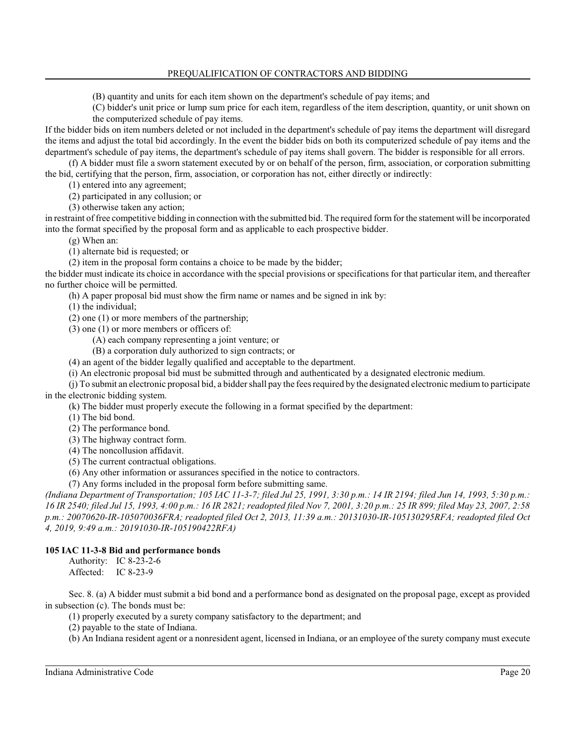(B) quantity and units for each item shown on the department's schedule of pay items; and

(C) bidder's unit price or lump sum price for each item, regardless of the item description, quantity, or unit shown on the computerized schedule of pay items.

If the bidder bids on item numbers deleted or not included in the department's schedule of pay items the department will disregard the items and adjust the total bid accordingly. In the event the bidder bids on both its computerized schedule of pay items and the department's schedule of pay items, the department's schedule of pay items shall govern. The bidder is responsible for all errors.

(f) A bidder must file a sworn statement executed by or on behalf of the person, firm, association, or corporation submitting the bid, certifying that the person, firm, association, or corporation has not, either directly or indirectly:

(1) entered into any agreement;

(2) participated in any collusion; or

(3) otherwise taken any action;

in restraint of free competitive bidding in connection with the submitted bid. The required form for the statement will be incorporated into the format specified by the proposal form and as applicable to each prospective bidder.

(g) When an:

(1) alternate bid is requested; or

(2) item in the proposal form contains a choice to be made by the bidder;

the bidder must indicate its choice in accordance with the special provisions or specifications for that particular item, and thereafter no further choice will be permitted.

(h) A paper proposal bid must show the firm name or names and be signed in ink by:

(1) the individual;

(2) one (1) or more members of the partnership;

(3) one (1) or more members or officers of:

(A) each company representing a joint venture; or

(B) a corporation duly authorized to sign contracts; or

(4) an agent of the bidder legally qualified and acceptable to the department.

(i) An electronic proposal bid must be submitted through and authenticated by a designated electronic medium.

(j) To submit an electronic proposal bid, a bidder shall pay the fees required by the designated electronic medium to participate in the electronic bidding system.

(k) The bidder must properly execute the following in a format specified by the department:

(1) The bid bond.

(2) The performance bond.

(3) The highway contract form.

(4) The noncollusion affidavit.

(5) The current contractual obligations.

(6) Any other information or assurances specified in the notice to contractors.

(7) Any forms included in the proposal form before submitting same.

*(Indiana Department of Transportation; 105 IAC 11-3-7; filed Jul 25, 1991, 3:30 p.m.: 14 IR 2194; filed Jun 14, 1993, 5:30 p.m.: 16 IR 2540; filed Jul 15, 1993, 4:00 p.m.: 16 IR 2821; readopted filed Nov 7, 2001, 3:20 p.m.: 25 IR 899; filed May 23, 2007, 2:58 p.m.: 20070620-IR-105070036FRA; readopted filed Oct 2, 2013, 11:39 a.m.: 20131030-IR-105130295RFA; readopted filed Oct 4, 2019, 9:49 a.m.: 20191030-IR-105190422RFA)*

**105 IAC 11-3-8 Bid and performance bonds**

Authority: IC 8-23-2-6
Affected: IC 8-23-9

Sec. 8. (a) A bidder must submit a bid bond and a performance bond as designated on the proposal page, except as provided in subsection (c). The bonds must be:

(1) properly executed by a surety company satisfactory to the department; and

(2) payable to the state of Indiana.

(b) An Indiana resident agent or a nonresident agent, licensed in Indiana, or an employee of the surety company must execute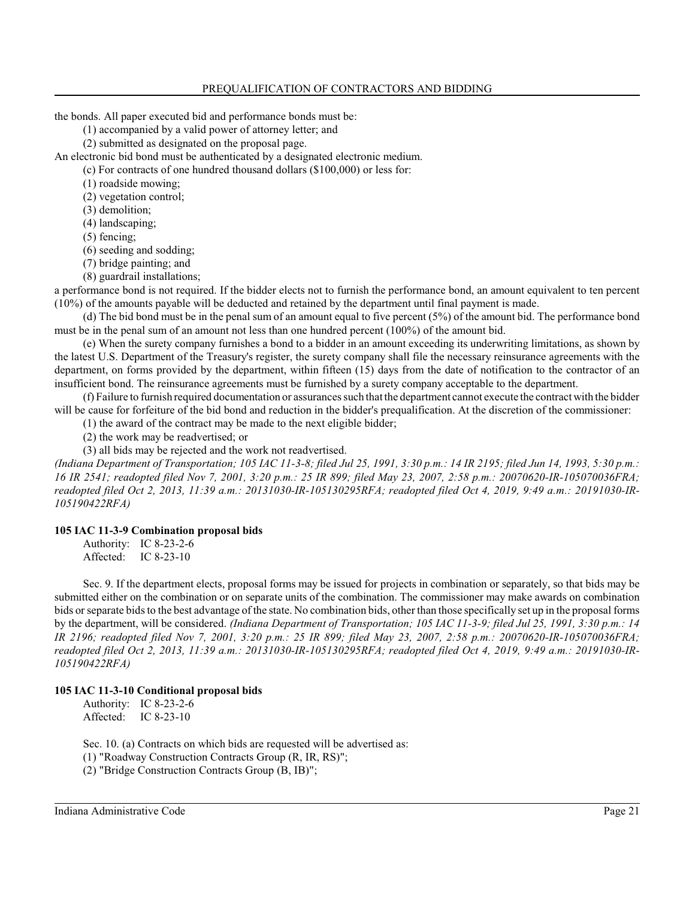the bonds. All paper executed bid and performance bonds must be:

(1) accompanied by a valid power of attorney letter; and

(2) submitted as designated on the proposal page.

An electronic bid bond must be authenticated by a designated electronic medium.

(c) For contracts of one hundred thousand dollars ($100,000) or less for:

(1) roadside mowing;

(2) vegetation control;

(3) demolition;

(4) landscaping;

(5) fencing;

(6) seeding and sodding;

(7) bridge painting; and

(8) guardrail installations;

a performance bond is not required. If the bidder elects not to furnish the performance bond, an amount equivalent to ten percent (10%) of the amounts payable will be deducted and retained by the department until final payment is made.

(d) The bid bond must be in the penal sum of an amount equal to five percent (5%) of the amount bid. The performance bond must be in the penal sum of an amount not less than one hundred percent (100%) of the amount bid.

(e) When the surety company furnishes a bond to a bidder in an amount exceeding its underwriting limitations, as shown by the latest U.S. Department of the Treasury's register, the surety company shall file the necessary reinsurance agreements with the department, on forms provided by the department, within fifteen (15) days from the date of notification to the contractor of an insufficient bond. The reinsurance agreements must be furnished by a surety company acceptable to the department.

(f) Failure to furnish required documentation or assurances such that the department cannot execute the contract with the bidder will be cause for forfeiture of the bid bond and reduction in the bidder's prequalification. At the discretion of the commissioner:

(1) the award of the contract may be made to the next eligible bidder;

(2) the work may be readvertised; or

(3) all bids may be rejected and the work not readvertised.

*(Indiana Department of Transportation; 105 IAC 11-3-8; filed Jul 25, 1991, 3:30 p.m.: 14 IR 2195; filed Jun 14, 1993, 5:30 p.m.: 16 IR 2541; readopted filed Nov 7, 2001, 3:20 p.m.: 25 IR 899; filed May 23, 2007, 2:58 p.m.: 20070620-IR-105070036FRA; readopted filed Oct 2, 2013, 11:39 a.m.: 20131030-IR-105130295RFA; readopted filed Oct 4, 2019, 9:49 a.m.: 20191030-IR-105190422RFA)*

**105 IAC 11-3-9 Combination proposal bids**

Authority: IC 8-23-2-6
Affected: IC 8-23-10

Sec. 9. If the department elects, proposal forms may be issued for projects in combination or separately, so that bids may be submitted either on the combination or on separate units of the combination. The commissioner may make awards on combination bids or separate bids to the best advantage of the state. No combination bids, other than those specifically set up in the proposal forms by the department, will be considered. *(Indiana Department of Transportation; 105 IAC 11-3-9; filed Jul 25, 1991, 3:30 p.m.: 14 IR 2196; readopted filed Nov 7, 2001, 3:20 p.m.: 25 IR 899; filed May 23, 2007, 2:58 p.m.: 20070620-IR-105070036FRA; readopted filed Oct 2, 2013, 11:39 a.m.: 20131030-IR-105130295RFA; readopted filed Oct 4, 2019, 9:49 a.m.: 20191030-IR-105190422RFA)*

**105 IAC 11-3-10 Conditional proposal bids**

Authority: IC 8-23-2-6
Affected: IC 8-23-10

Sec. 10. (a) Contracts on which bids are requested will be advertised as:

(1) "Roadway Construction Contracts Group (R, IR, RS)";

(2) "Bridge Construction Contracts Group (B, IB)";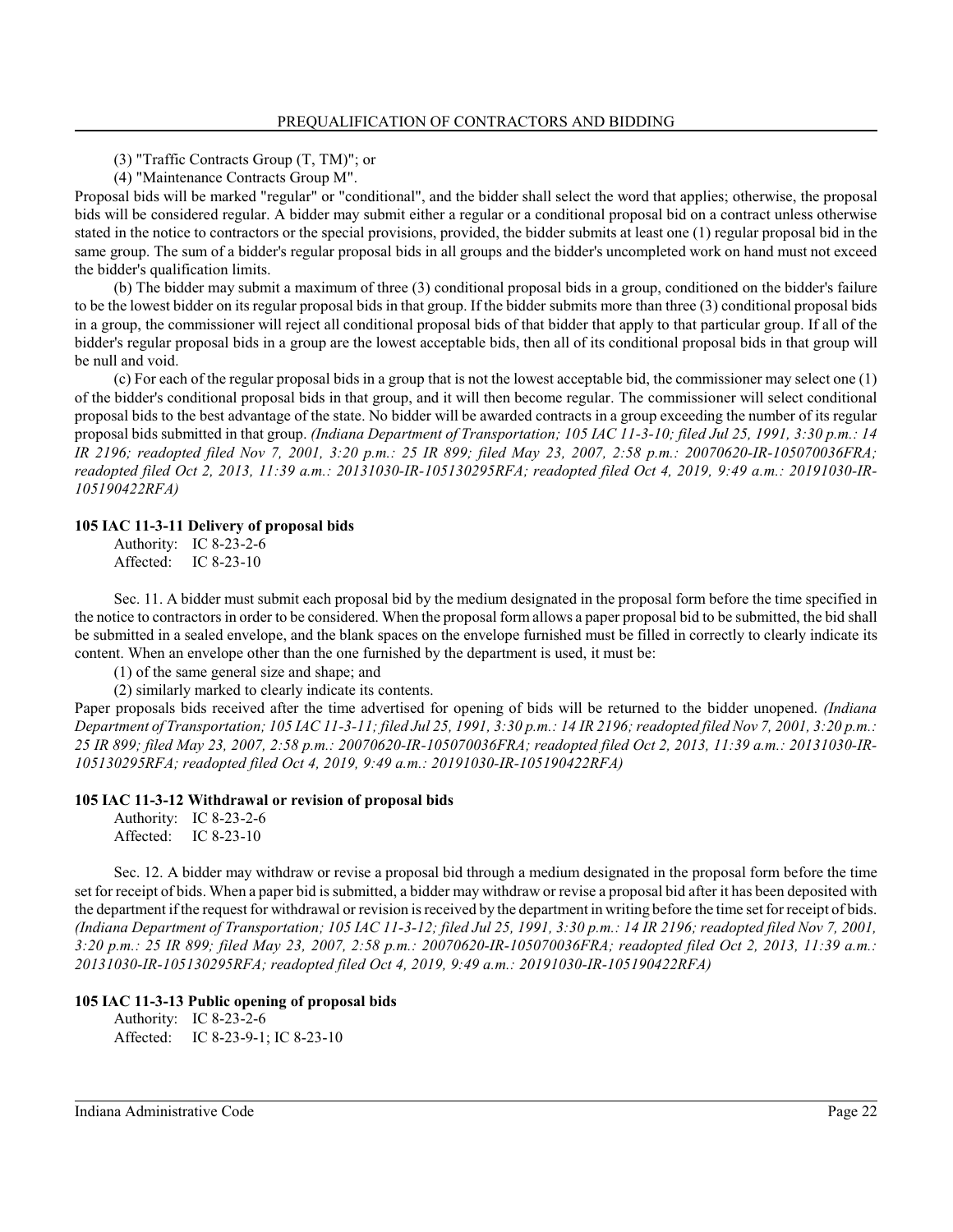(3) "Traffic Contracts Group (T, TM)"; or

(4) "Maintenance Contracts Group M".

Proposal bids will be marked "regular" or "conditional", and the bidder shall select the word that applies; otherwise, the proposal bids will be considered regular. A bidder may submit either a regular or a conditional proposal bid on a contract unless otherwise stated in the notice to contractors or the special provisions, provided, the bidder submits at least one (1) regular proposal bid in the same group. The sum of a bidder's regular proposal bids in all groups and the bidder's uncompleted work on hand must not exceed the bidder's qualification limits.

(b) The bidder may submit a maximum of three (3) conditional proposal bids in a group, conditioned on the bidder's failure to be the lowest bidder on its regular proposal bids in that group. If the bidder submits more than three (3) conditional proposal bids in a group, the commissioner will reject all conditional proposal bids of that bidder that apply to that particular group. If all of the bidder's regular proposal bids in a group are the lowest acceptable bids, then all of its conditional proposal bids in that group will be null and void.

(c) For each of the regular proposal bids in a group that is not the lowest acceptable bid, the commissioner may select one (1) of the bidder's conditional proposal bids in that group, and it will then become regular. The commissioner will select conditional proposal bids to the best advantage of the state. No bidder will be awarded contracts in a group exceeding the number of its regular proposal bids submitted in that group. *(Indiana Department of Transportation; 105 IAC 11-3-10; filed Jul 25, 1991, 3:30 p.m.: 14 IR 2196; readopted filed Nov 7, 2001, 3:20 p.m.: 25 IR 899; filed May 23, 2007, 2:58 p.m.: 20070620-IR-105070036FRA; readopted filed Oct 2, 2013, 11:39 a.m.: 20131030-IR-105130295RFA; readopted filed Oct 4, 2019, 9:49 a.m.: 20191030-IR-105190422RFA)*

### 105 IAC 11-3-11 Delivery of proposal bids

Authority: IC 8-23-2-6
Affected: IC 8-23-10

Sec. 11. A bidder must submit each proposal bid by the medium designated in the proposal form before the time specified in the notice to contractors in order to be considered. When the proposal form allows a paper proposal bid to be submitted, the bid shall be submitted in a sealed envelope, and the blank spaces on the envelope furnished must be filled in correctly to clearly indicate its content. When an envelope other than the one furnished by the department is used, it must be:

(1) of the same general size and shape; and

(2) similarly marked to clearly indicate its contents.

Paper proposals bids received after the time advertised for opening of bids will be returned to the bidder unopened. *(Indiana Department of Transportation; 105 IAC 11-3-11; filed Jul 25, 1991, 3:30 p.m.: 14 IR 2196; readopted filed Nov 7, 2001, 3:20 p.m.: 25 IR 899; filed May 23, 2007, 2:58 p.m.: 20070620-IR-105070036FRA; readopted filed Oct 2, 2013, 11:39 a.m.: 20131030-IR-105130295RFA; readopted filed Oct 4, 2019, 9:49 a.m.: 20191030-IR-105190422RFA)*

### 105 IAC 11-3-12 Withdrawal or revision of proposal bids

Authority: IC 8-23-2-6
Affected: IC 8-23-10

Sec. 12. A bidder may withdraw or revise a proposal bid through a medium designated in the proposal form before the time set for receipt of bids. When a paper bid is submitted, a bidder may withdraw or revise a proposal bid after it has been deposited with the department if the request for withdrawal or revision is received by the department in writing before the time set for receipt of bids. *(Indiana Department of Transportation; 105 IAC 11-3-12; filed Jul 25, 1991, 3:30 p.m.: 14 IR 2196; readopted filed Nov 7, 2001, 3:20 p.m.: 25 IR 899; filed May 23, 2007, 2:58 p.m.: 20070620-IR-105070036FRA; readopted filed Oct 2, 2013, 11:39 a.m.: 20131030-IR-105130295RFA; readopted filed Oct 4, 2019, 9:49 a.m.: 20191030-IR-105190422RFA)*

### 105 IAC 11-3-13 Public opening of proposal bids

Authority: IC 8-23-2-6
Affected: IC 8-23-9-1; IC 8-23-10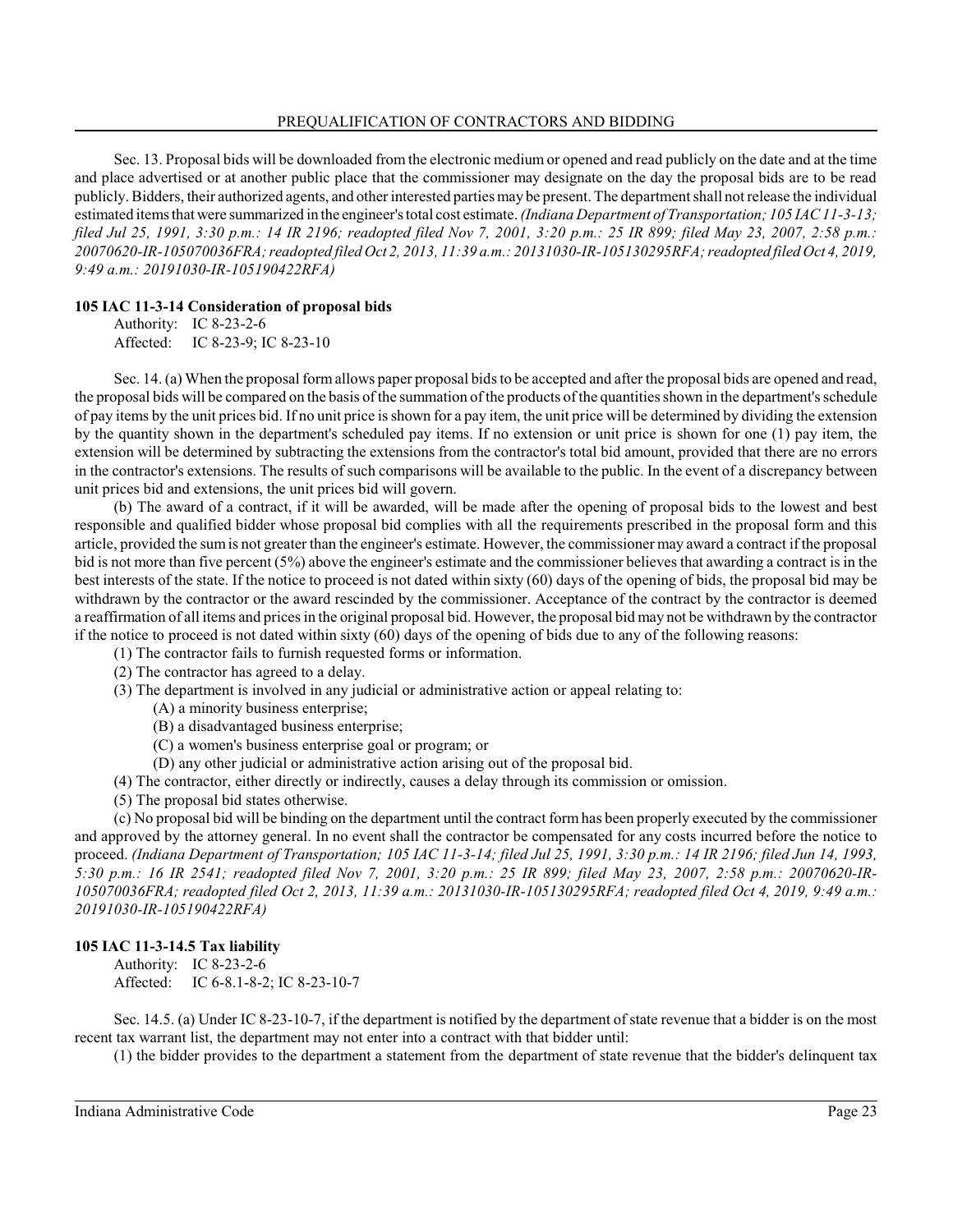Sec. 13. Proposal bids will be downloaded from the electronic medium or opened and read publicly on the date and at the time and place advertised or at another public place that the commissioner may designate on the day the proposal bids are to be read publicly. Bidders, their authorized agents, and other interested parties may be present. The department shall not release the individual estimated items that were summarized in the engineer's total cost estimate. *(Indiana Department of Transportation; 105 IAC 11-3-13; filed Jul 25, 1991, 3:30 p.m.: 14 IR 2196; readopted filed Nov 7, 2001, 3:20 p.m.: 25 IR 899; filed May 23, 2007, 2:58 p.m.: 20070620-IR-105070036FRA; readopted filed Oct 2, 2013, 11:39 a.m.: 20131030-IR-105130295RFA; readopted filed Oct 4, 2019, 9:49 a.m.: 20191030-IR-105190422RFA)*

**105 IAC 11-3-14 Consideration of proposal bids**

Authority: IC 8-23-2-6
Affected: IC 8-23-9; IC 8-23-10

Sec. 14. (a) When the proposal form allows paper proposal bids to be accepted and after the proposal bids are opened and read, the proposal bids will be compared on the basis of the summation of the products of the quantities shown in the department's schedule of pay items by the unit prices bid. If no unit price is shown for a pay item, the unit price will be determined by dividing the extension by the quantity shown in the department's scheduled pay items. If no extension or unit price is shown for one (1) pay item, the extension will be determined by subtracting the extensions from the contractor's total bid amount, provided that there are no errors in the contractor's extensions. The results of such comparisons will be available to the public. In the event of a discrepancy between unit prices bid and extensions, the unit prices bid will govern.

(b) The award of a contract, if it will be awarded, will be made after the opening of proposal bids to the lowest and best responsible and qualified bidder whose proposal bid complies with all the requirements prescribed in the proposal form and this article, provided the sum is not greater than the engineer's estimate. However, the commissioner may award a contract if the proposal bid is not more than five percent (5%) above the engineer's estimate and the commissioner believes that awarding a contract is in the best interests of the state. If the notice to proceed is not dated within sixty (60) days of the opening of bids, the proposal bid may be withdrawn by the contractor or the award rescinded by the commissioner. Acceptance of the contract by the contractor is deemed a reaffirmation of all items and prices in the original proposal bid. However, the proposal bid may not be withdrawn by the contractor if the notice to proceed is not dated within sixty (60) days of the opening of bids due to any of the following reasons:

(1) The contractor fails to furnish requested forms or information.
(2) The contractor has agreed to a delay.
(3) The department is involved in any judicial or administrative action or appeal relating to:
 (A) a minority business enterprise;
 (B) a disadvantaged business enterprise;
 (C) a women's business enterprise goal or program; or
 (D) any other judicial or administrative action arising out of the proposal bid.
(4) The contractor, either directly or indirectly, causes a delay through its commission or omission.
(5) The proposal bid states otherwise.

(c) No proposal bid will be binding on the department until the contract form has been properly executed by the commissioner and approved by the attorney general. In no event shall the contractor be compensated for any costs incurred before the notice to proceed. *(Indiana Department of Transportation; 105 IAC 11-3-14; filed Jul 25, 1991, 3:30 p.m.: 14 IR 2196; filed Jun 14, 1993, 5:30 p.m.: 16 IR 2541; readopted filed Nov 7, 2001, 3:20 p.m.: 25 IR 899; filed May 23, 2007, 2:58 p.m.: 20070620-IR-105070036FRA; readopted filed Oct 2, 2013, 11:39 a.m.: 20131030-IR-105130295RFA; readopted filed Oct 4, 2019, 9:49 a.m.: 20191030-IR-105190422RFA)*

**105 IAC 11-3-14.5 Tax liability**

Authority: IC 8-23-2-6
Affected: IC 6-8.1-8-2; IC 8-23-10-7

Sec. 14.5. (a) Under IC 8-23-10-7, if the department is notified by the department of state revenue that a bidder is on the most recent tax warrant list, the department may not enter into a contract with that bidder until:

(1) the bidder provides to the department a statement from the department of state revenue that the bidder's delinquent tax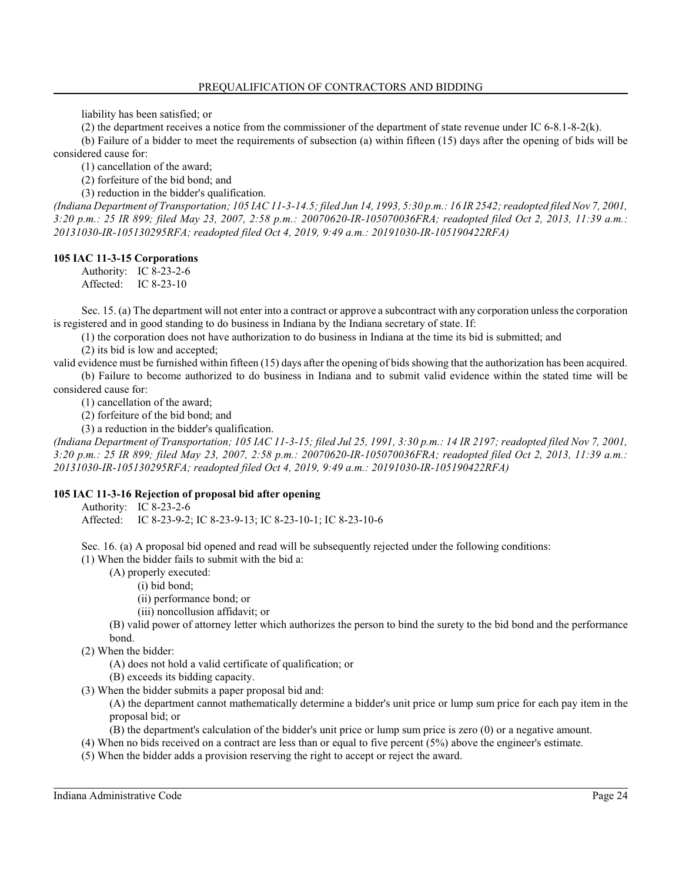liability has been satisfied; or

(2) the department receives a notice from the commissioner of the department of state revenue under IC 6-8.1-8-2(k).

(b) Failure of a bidder to meet the requirements of subsection (a) within fifteen (15) days after the opening of bids will be considered cause for:

(1) cancellation of the award;

(2) forfeiture of the bid bond; and

(3) reduction in the bidder's qualification.

*(Indiana Department of Transportation; 105 IAC 11-3-14.5; filed Jun 14, 1993, 5:30 p.m.: 16 IR 2542; readopted filed Nov 7, 2001, 3:20 p.m.: 25 IR 899; filed May 23, 2007, 2:58 p.m.: 20070620-IR-105070036FRA; readopted filed Oct 2, 2013, 11:39 a.m.: 20131030-IR-105130295RFA; readopted filed Oct 4, 2019, 9:49 a.m.: 20191030-IR-105190422RFA)*

**105 IAC 11-3-15 Corporations**

Authority: IC 8-23-2-6
Affected: IC 8-23-10

Sec. 15. (a) The department will not enter into a contract or approve a subcontract with any corporation unless the corporation is registered and in good standing to do business in Indiana by the Indiana secretary of state. If:

(1) the corporation does not have authorization to do business in Indiana at the time its bid is submitted; and

(2) its bid is low and accepted;

valid evidence must be furnished within fifteen (15) days after the opening of bids showing that the authorization has been acquired.

(b) Failure to become authorized to do business in Indiana and to submit valid evidence within the stated time will be considered cause for:

(1) cancellation of the award;

(2) forfeiture of the bid bond; and

(3) a reduction in the bidder's qualification.

*(Indiana Department of Transportation; 105 IAC 11-3-15; filed Jul 25, 1991, 3:30 p.m.: 14 IR 2197; readopted filed Nov 7, 2001, 3:20 p.m.: 25 IR 899; filed May 23, 2007, 2:58 p.m.: 20070620-IR-105070036FRA; readopted filed Oct 2, 2013, 11:39 a.m.: 20131030-IR-105130295RFA; readopted filed Oct 4, 2019, 9:49 a.m.: 20191030-IR-105190422RFA)*

**105 IAC 11-3-16 Rejection of proposal bid after opening**

Authority: IC 8-23-2-6
Affected: IC 8-23-9-2; IC 8-23-9-13; IC 8-23-10-1; IC 8-23-10-6

Sec. 16. (a) A proposal bid opened and read will be subsequently rejected under the following conditions:

(1) When the bidder fails to submit with the bid a:

(A) properly executed:

(i) bid bond;

(ii) performance bond; or

(iii) noncollusion affidavit; or

(B) valid power of attorney letter which authorizes the person to bind the surety to the bid bond and the performance bond.

(2) When the bidder:

(A) does not hold a valid certificate of qualification; or

(B) exceeds its bidding capacity.

(3) When the bidder submits a paper proposal bid and:

(A) the department cannot mathematically determine a bidder's unit price or lump sum price for each pay item in the proposal bid; or

(B) the department's calculation of the bidder's unit price or lump sum price is zero (0) or a negative amount.

(4) When no bids received on a contract are less than or equal to five percent (5%) above the engineer's estimate.

(5) When the bidder adds a provision reserving the right to accept or reject the award.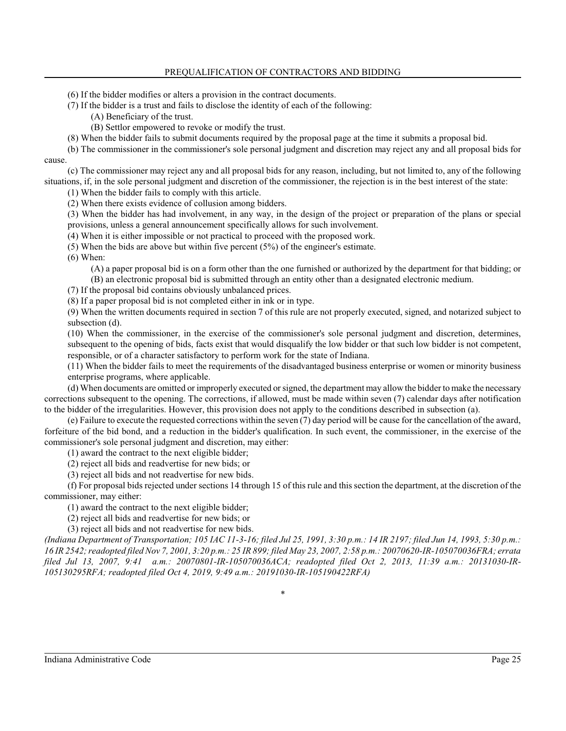(6) If the bidder modifies or alters a provision in the contract documents.

(7) If the bidder is a trust and fails to disclose the identity of each of the following:

(A) Beneficiary of the trust.

(B) Settlor empowered to revoke or modify the trust.

(8) When the bidder fails to submit documents required by the proposal page at the time it submits a proposal bid.

(b) The commissioner in the commissioner's sole personal judgment and discretion may reject any and all proposal bids for cause.

(c) The commissioner may reject any and all proposal bids for any reason, including, but not limited to, any of the following situations, if, in the sole personal judgment and discretion of the commissioner, the rejection is in the best interest of the state:

(1) When the bidder fails to comply with this article.

(2) When there exists evidence of collusion among bidders.

(3) When the bidder has had involvement, in any way, in the design of the project or preparation of the plans or special provisions, unless a general announcement specifically allows for such involvement.

(4) When it is either impossible or not practical to proceed with the proposed work.

(5) When the bids are above but within five percent (5%) of the engineer's estimate.

(6) When:

(A) a paper proposal bid is on a form other than the one furnished or authorized by the department for that bidding; or

(B) an electronic proposal bid is submitted through an entity other than a designated electronic medium.

(7) If the proposal bid contains obviously unbalanced prices.

(8) If a paper proposal bid is not completed either in ink or in type.

(9) When the written documents required in section 7 of this rule are not properly executed, signed, and notarized subject to subsection (d).

(10) When the commissioner, in the exercise of the commissioner's sole personal judgment and discretion, determines, subsequent to the opening of bids, facts exist that would disqualify the low bidder or that such low bidder is not competent, responsible, or of a character satisfactory to perform work for the state of Indiana.

(11) When the bidder fails to meet the requirements of the disadvantaged business enterprise or women or minority business enterprise programs, where applicable.

(d) When documents are omitted or improperly executed or signed, the department may allow the bidder to make the necessary corrections subsequent to the opening. The corrections, if allowed, must be made within seven (7) calendar days after notification to the bidder of the irregularities. However, this provision does not apply to the conditions described in subsection (a).

(e) Failure to execute the requested corrections within the seven (7) day period will be cause for the cancellation of the award, forfeiture of the bid bond, and a reduction in the bidder's qualification. In such event, the commissioner, in the exercise of the commissioner's sole personal judgment and discretion, may either:

(1) award the contract to the next eligible bidder;

(2) reject all bids and readvertise for new bids; or

(3) reject all bids and not readvertise for new bids.

(f) For proposal bids rejected under sections 14 through 15 of this rule and this section the department, at the discretion of the commissioner, may either:

(1) award the contract to the next eligible bidder;

(2) reject all bids and readvertise for new bids; or

(3) reject all bids and not readvertise for new bids.

*(Indiana Department of Transportation; 105 IAC 11-3-16; filed Jul 25, 1991, 3:30 p.m.: 14 IR 2197; filed Jun 14, 1993, 5:30 p.m.: 16 IR 2542; readopted filed Nov 7, 2001, 3:20 p.m.: 25 IR 899; filed May 23, 2007, 2:58 p.m.: 20070620-IR-105070036FRA; errata filed Jul 13, 2007, 9:41 a.m.: 20070801-IR-105070036ACA; readopted filed Oct 2, 2013, 11:39 a.m.: 20131030-IR-105130295RFA; readopted filed Oct 4, 2019, 9:49 a.m.: 20191030-IR-105190422RFA)*

*